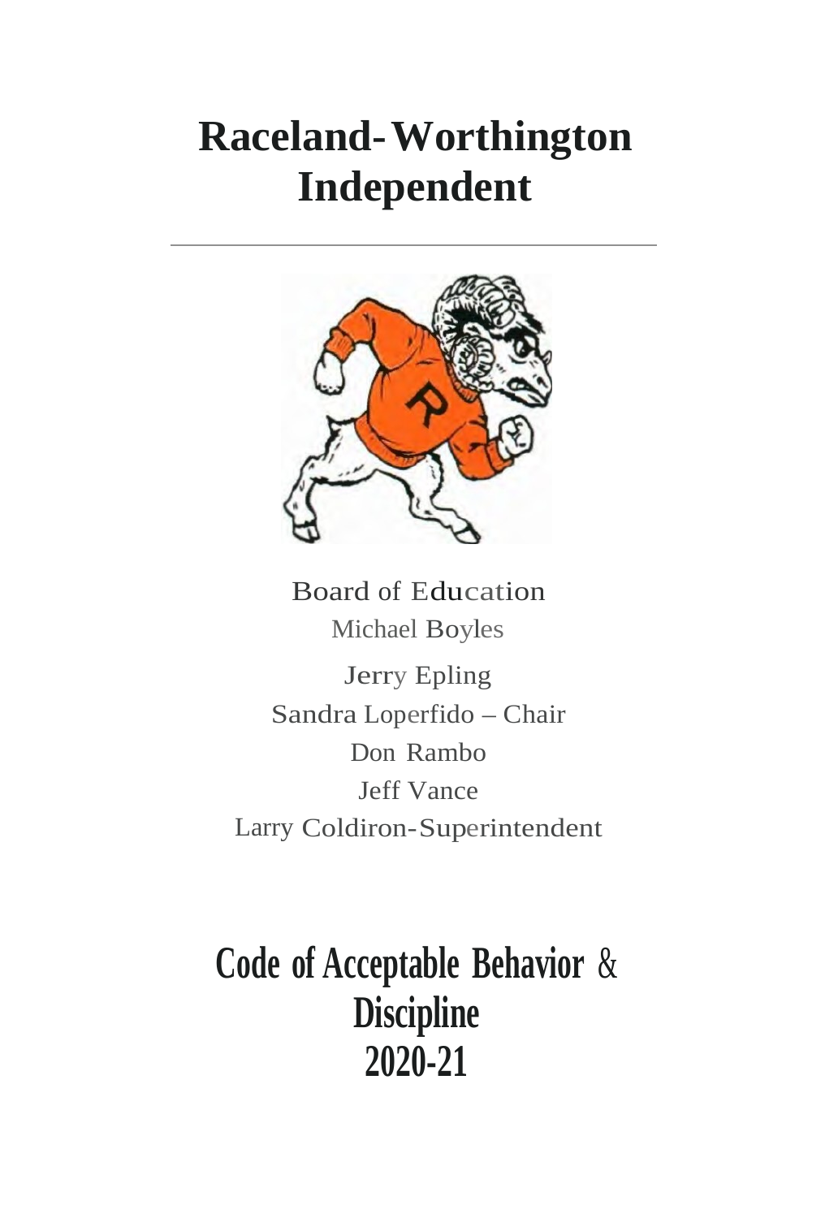# Raceland-Worthington Independent

---

Board of Education

Michael Boyles

Jerry Epling

Sandra Loperfido – Chair

Don Rambo

Jeff Vance

Larry Coldiron-Superintendent

# Code of Acceptable Behavior & Discipline 2020-21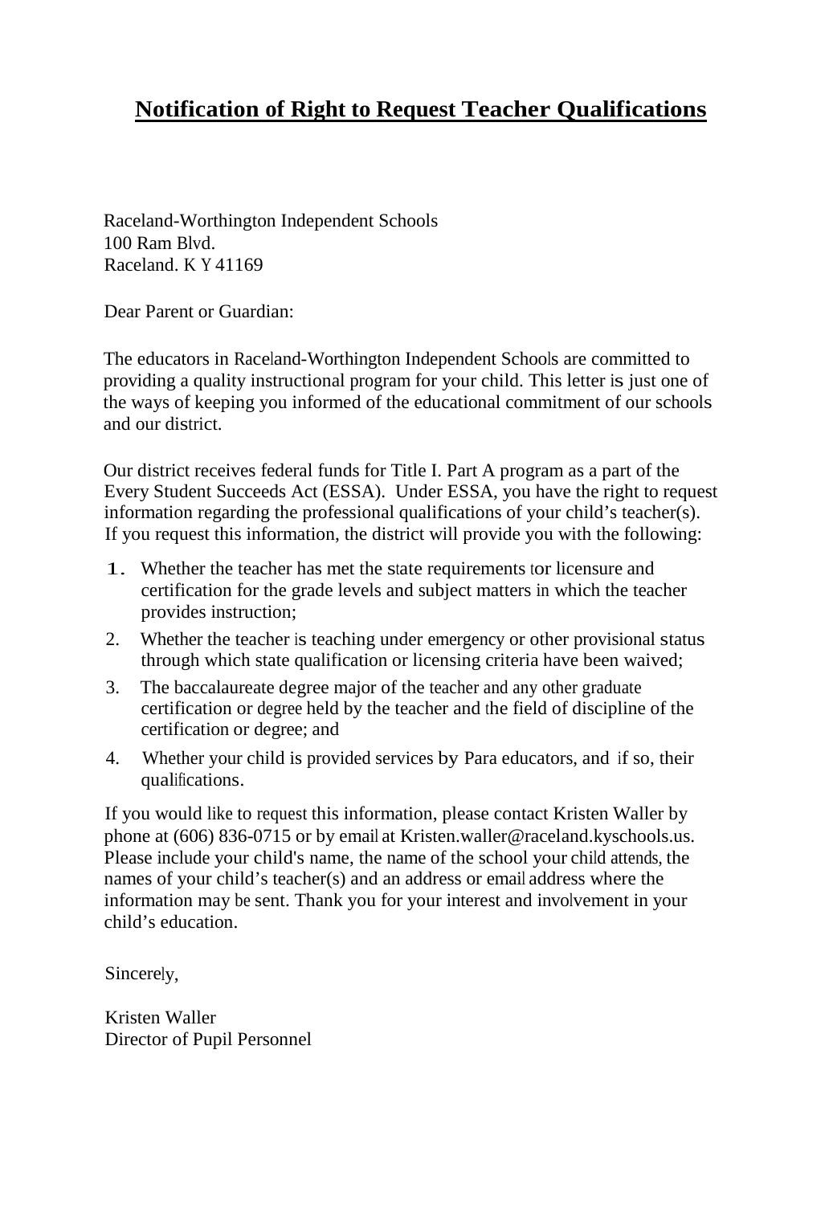# **Notification of Right to Request Teacher Qualifications**

Raceland-Worthington Independent Schools
100 Ram Blvd.
Raceland. KY 41169

Dear Parent or Guardian:

The educators in Raceland-Worthington Independent Schools are committed to providing a quality instructional program for your child. This letter is just one of the ways of keeping you informed of the educational commitment of our schools and our district.

Our district receives federal funds for Title I. Part A program as a part of the Every Student Succeeds Act (ESSA). Under ESSA, you have the right to request information regarding the professional qualifications of your child's teacher(s). If you request this information, the district will provide you with the following:

1. Whether the teacher has met the state requirements tor licensure and certification for the grade levels and subject matters in which the teacher provides instruction;
2. Whether the teacher is teaching under emergency or other provisional status through which state qualification or licensing criteria have been waived;
3. The baccalaureate degree major of the teacher and any other graduate certification or degree held by the teacher and the field of discipline of the certification or degree; and
4. Whether your child is provided services by Para educators, and if so, their qualifications.

If you would like to request this information, please contact Kristen Waller by phone at (606) 836-0715 or by email at Kristen.waller@raceland.kyschools.us. Please include your child's name, the name of the school your child attends, the names of your child's teacher(s) and an address or email address where the information may be sent. Thank you for your interest and involvement in your child's education.

Sincerely,

Kristen Waller
Director of Pupil Personnel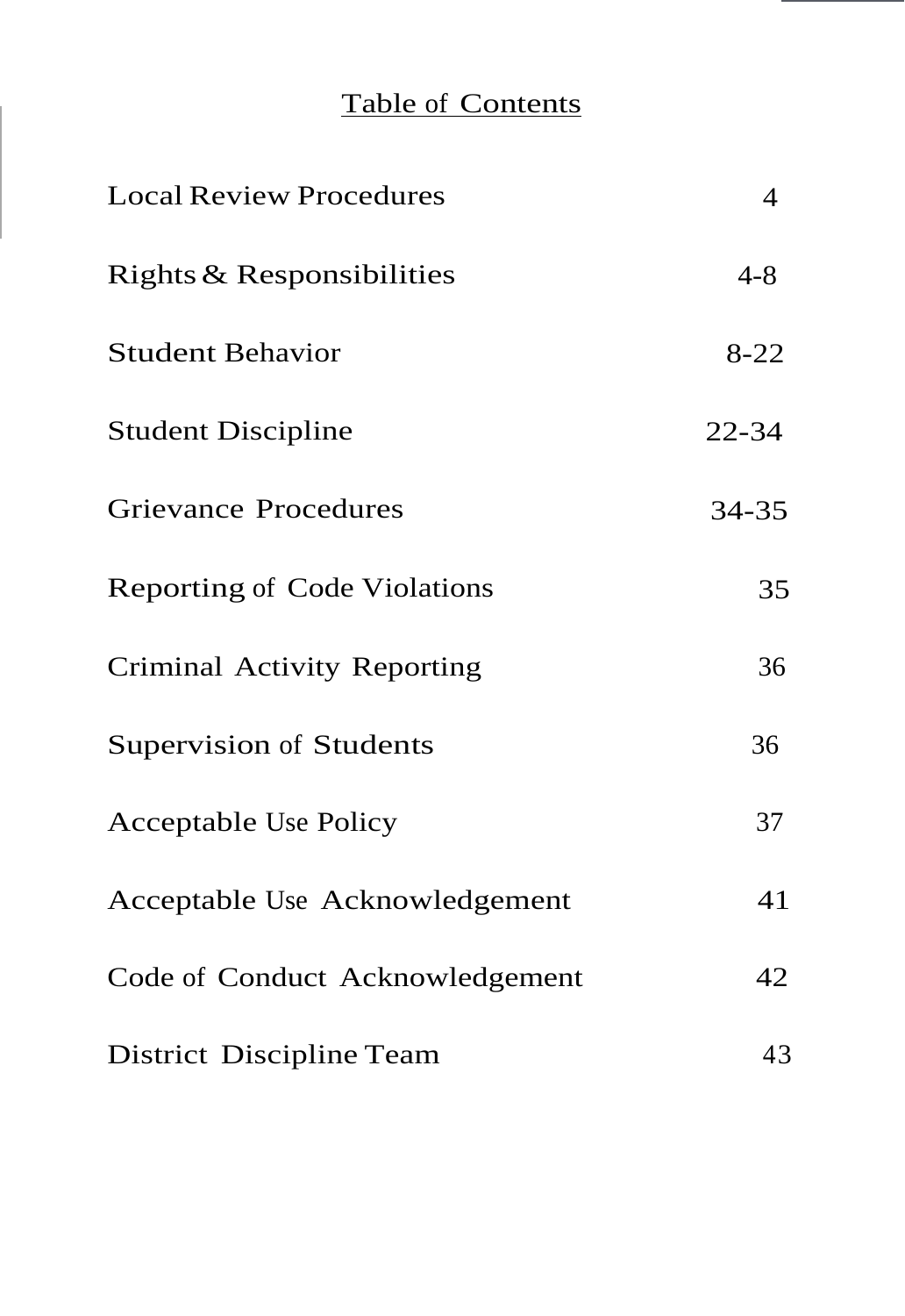# Table of Contents

| Section | Page |
| --- | --- |
| Local Review Procedures | 4 |
| Rights & Responsibilities | 4-8 |
| Student Behavior | 8-22 |
| Student Discipline | 22-34 |
| Grievance Procedures | 34-35 |
| Reporting of Code Violations | 35 |
| Criminal Activity Reporting | 36 |
| Supervision of Students | 36 |
| Acceptable Use Policy | 37 |
| Acceptable Use Acknowledgement | 41 |
| Code of Conduct Acknowledgement | 42 |
| District Discipline Team | 43 |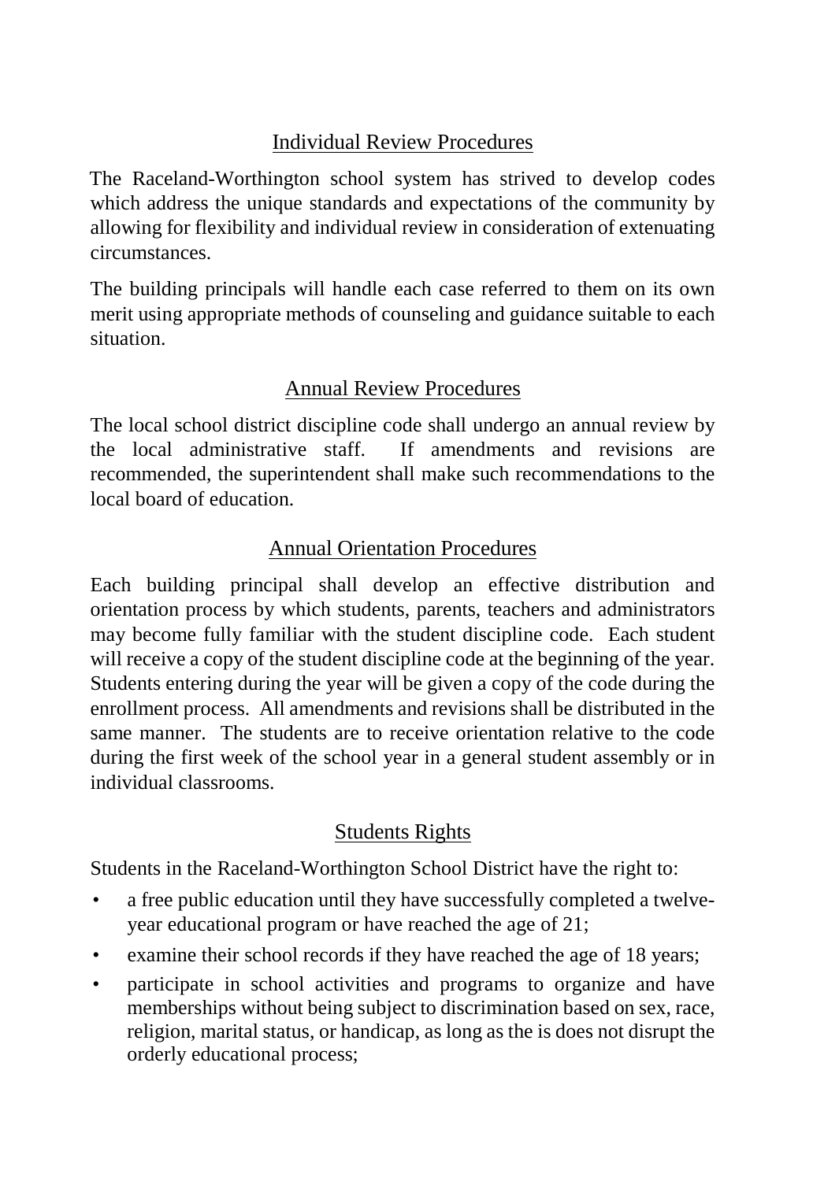## Individual Review Procedures

The Raceland-Worthington school system has strived to develop codes which address the unique standards and expectations of the community by allowing for flexibility and individual review in consideration of extenuating circumstances.

The building principals will handle each case referred to them on its own merit using appropriate methods of counseling and guidance suitable to each situation.

## Annual Review Procedures

The local school district discipline code shall undergo an annual review by the local administrative staff. If amendments and revisions are recommended, the superintendent shall make such recommendations to the local board of education.

## Annual Orientation Procedures

Each building principal shall develop an effective distribution and orientation process by which students, parents, teachers and administrators may become fully familiar with the student discipline code. Each student will receive a copy of the student discipline code at the beginning of the year. Students entering during the year will be given a copy of the code during the enrollment process. All amendments and revisions shall be distributed in the same manner. The students are to receive orientation relative to the code during the first week of the school year in a general student assembly or in individual classrooms.

## Students Rights

Students in the Raceland-Worthington School District have the right to:

- a free public education until they have successfully completed a twelve-year educational program or have reached the age of 21;
- examine their school records if they have reached the age of 18 years;
- participate in school activities and programs to organize and have memberships without being subject to discrimination based on sex, race, religion, marital status, or handicap, as long as the is does not disrupt the orderly educational process;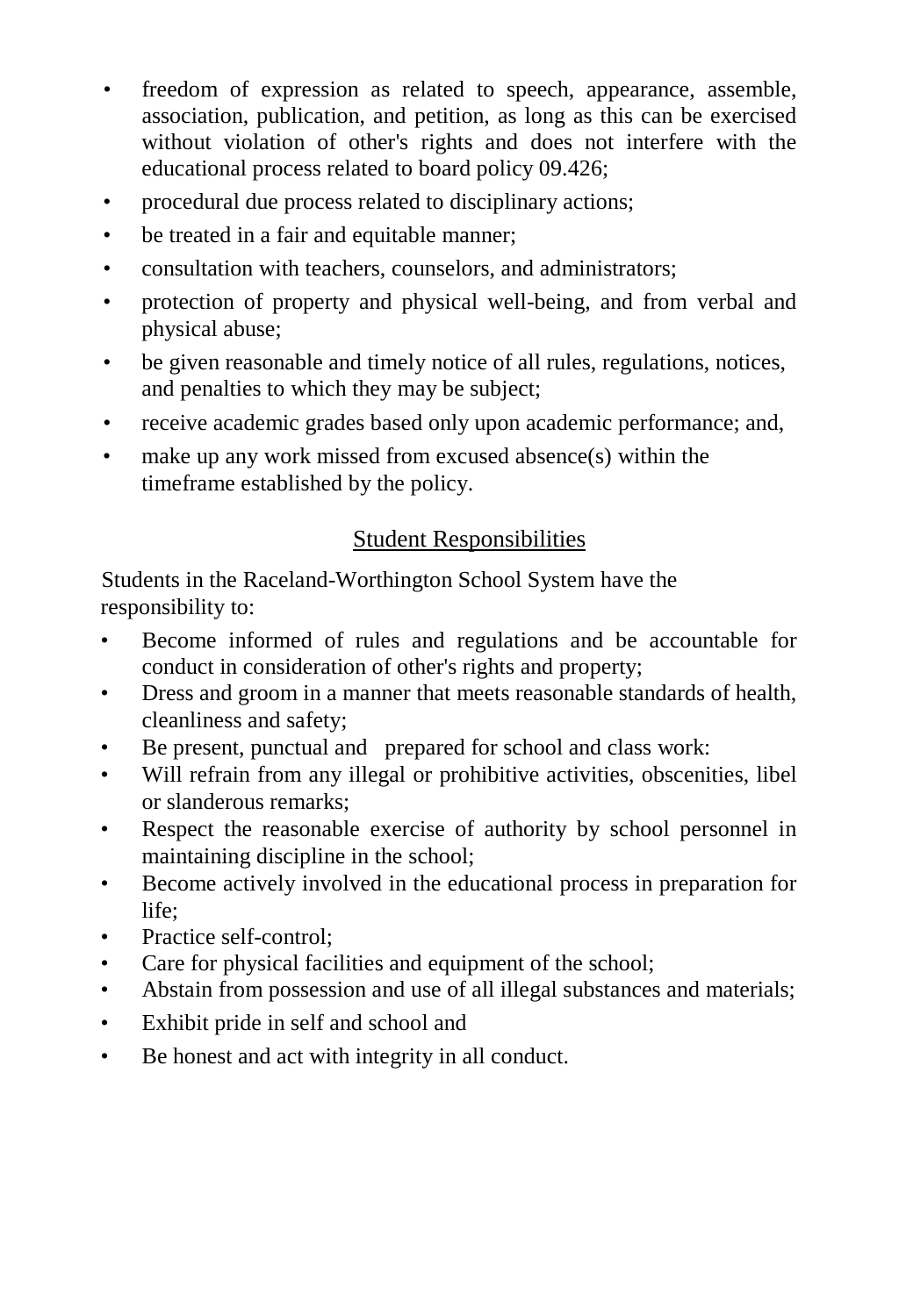- freedom of expression as related to speech, appearance, assemble, association, publication, and petition, as long as this can be exercised without violation of other's rights and does not interfere with the educational process related to board policy 09.426;
- procedural due process related to disciplinary actions;
- be treated in a fair and equitable manner;
- consultation with teachers, counselors, and administrators;
- protection of property and physical well-being, and from verbal and physical abuse;
- be given reasonable and timely notice of all rules, regulations, notices, and penalties to which they may be subject;
- receive academic grades based only upon academic performance; and,
- make up any work missed from excused absence(s) within the timeframe established by the policy.

## Student Responsibilities

Students in the Raceland-Worthington School System have the responsibility to:

- Become informed of rules and regulations and be accountable for conduct in consideration of other's rights and property;
- Dress and groom in a manner that meets reasonable standards of health, cleanliness and safety;
- Be present, punctual and prepared for school and class work:
- Will refrain from any illegal or prohibitive activities, obscenities, libel or slanderous remarks;
- Respect the reasonable exercise of authority by school personnel in maintaining discipline in the school;
- Become actively involved in the educational process in preparation for life;
- Practice self-control;
- Care for physical facilities and equipment of the school;
- Abstain from possession and use of all illegal substances and materials;
- Exhibit pride in self and school and
- Be honest and act with integrity in all conduct.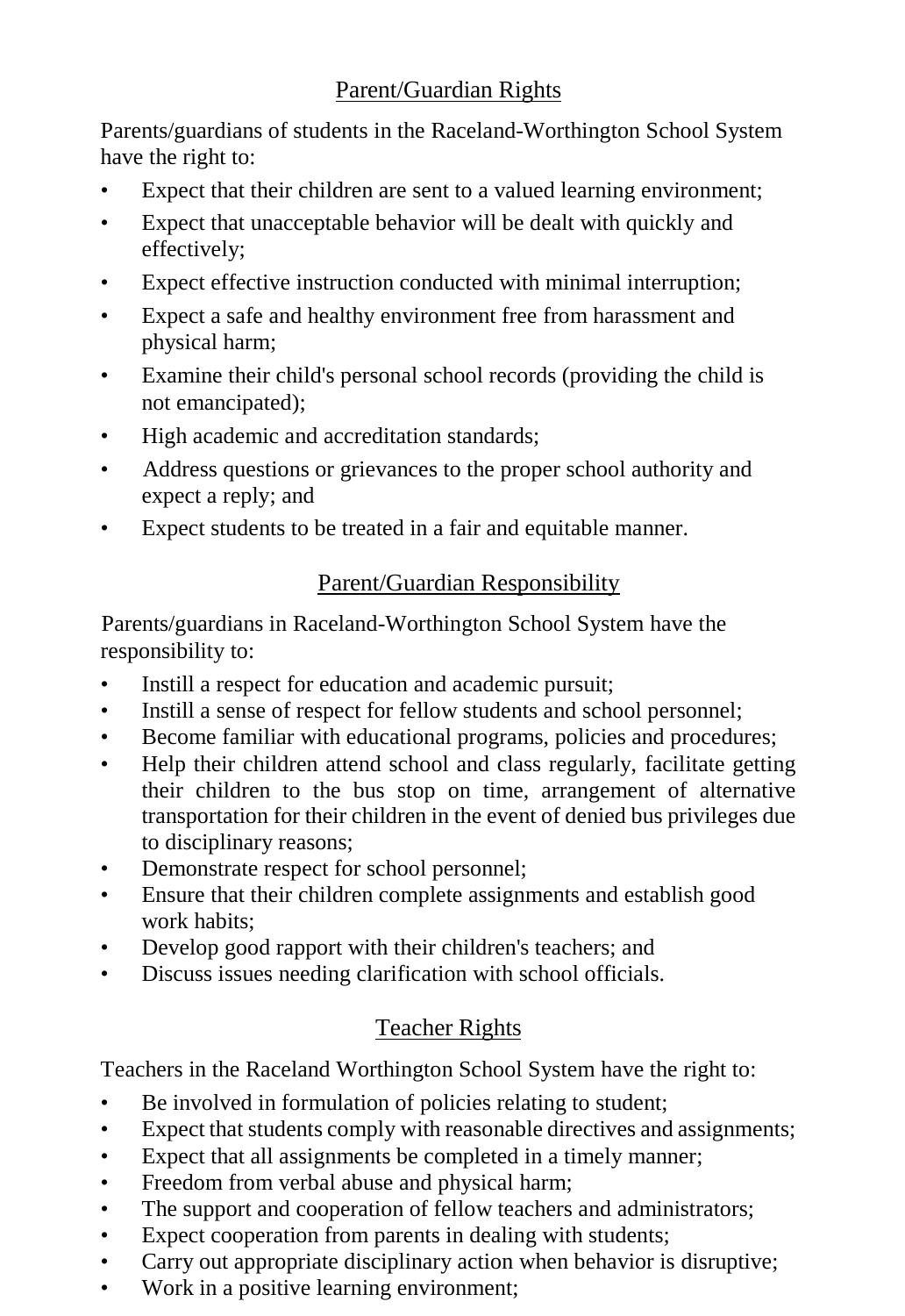## Parent/Guardian Rights

Parents/guardians of students in the Raceland-Worthington School System have the right to:

- Expect that their children are sent to a valued learning environment;
- Expect that unacceptable behavior will be dealt with quickly and effectively;
- Expect effective instruction conducted with minimal interruption;
- Expect a safe and healthy environment free from harassment and physical harm;
- Examine their child's personal school records (providing the child is not emancipated);
- High academic and accreditation standards;
- Address questions or grievances to the proper school authority and expect a reply; and
- Expect students to be treated in a fair and equitable manner.

## Parent/Guardian Responsibility

Parents/guardians in Raceland-Worthington School System have the responsibility to:

- Instill a respect for education and academic pursuit;
- Instill a sense of respect for fellow students and school personnel;
- Become familiar with educational programs, policies and procedures;
- Help their children attend school and class regularly, facilitate getting their children to the bus stop on time, arrangement of alternative transportation for their children in the event of denied bus privileges due to disciplinary reasons;
- Demonstrate respect for school personnel;
- Ensure that their children complete assignments and establish good work habits;
- Develop good rapport with their children's teachers; and
- Discuss issues needing clarification with school officials.

## Teacher Rights

Teachers in the Raceland Worthington School System have the right to:

- Be involved in formulation of policies relating to student;
- Expect that students comply with reasonable directives and assignments;
- Expect that all assignments be completed in a timely manner;
- Freedom from verbal abuse and physical harm;
- The support and cooperation of fellow teachers and administrators;
- Expect cooperation from parents in dealing with students;
- Carry out appropriate disciplinary action when behavior is disruptive;
- Work in a positive learning environment;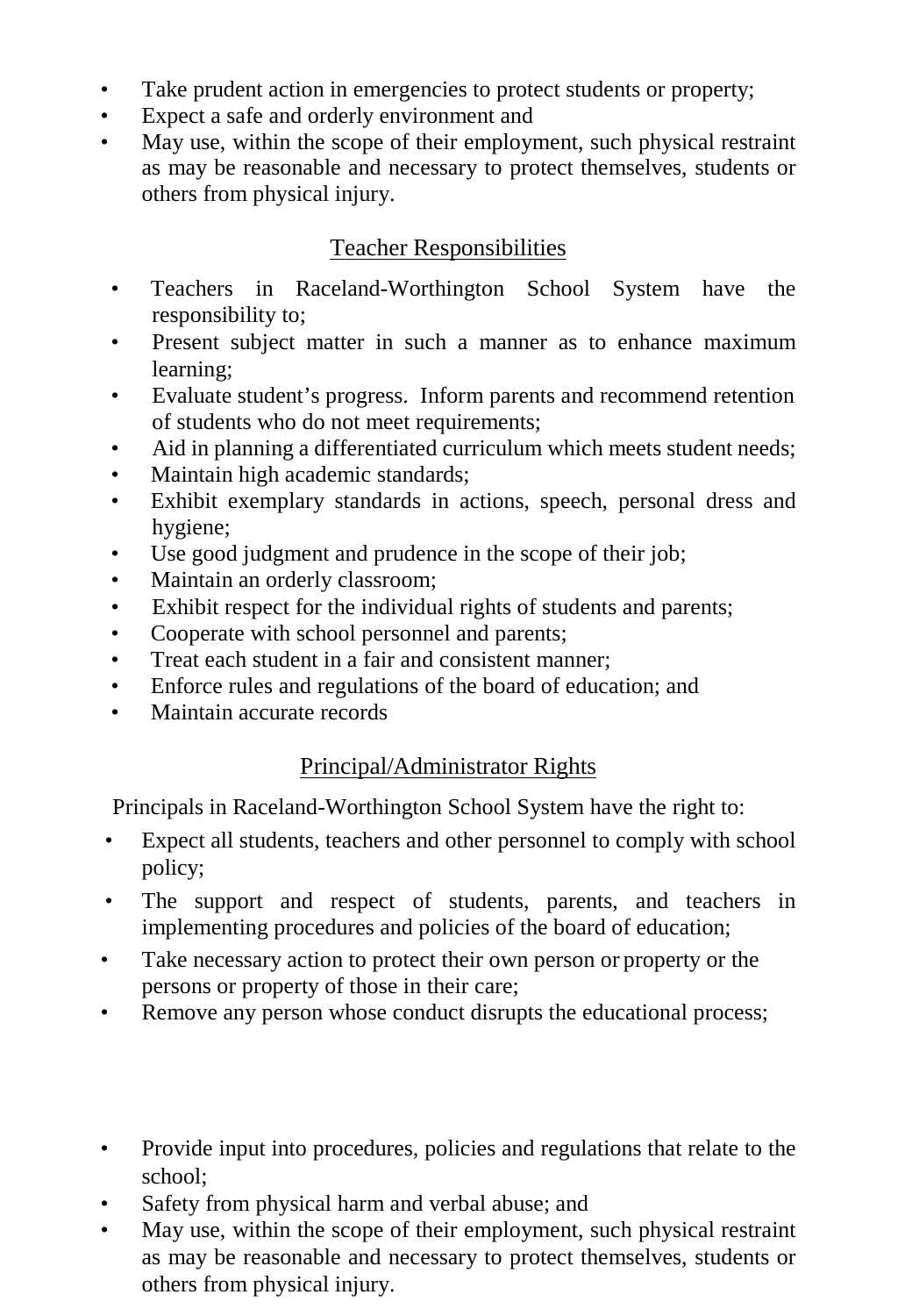- Take prudent action in emergencies to protect students or property;
- Expect a safe and orderly environment and
- May use, within the scope of their employment, such physical restraint as may be reasonable and necessary to protect themselves, students or others from physical injury.

## Teacher Responsibilities

- Teachers in Raceland-Worthington School System have the responsibility to;
- Present subject matter in such a manner as to enhance maximum learning;
- Evaluate student's progress. Inform parents and recommend retention of students who do not meet requirements;
- Aid in planning a differentiated curriculum which meets student needs;
- Maintain high academic standards;
- Exhibit exemplary standards in actions, speech, personal dress and hygiene;
- Use good judgment and prudence in the scope of their job;
- Maintain an orderly classroom;
- Exhibit respect for the individual rights of students and parents;
- Cooperate with school personnel and parents;
- Treat each student in a fair and consistent manner;
- Enforce rules and regulations of the board of education; and
- Maintain accurate records

## Principal/Administrator Rights

Principals in Raceland-Worthington School System have the right to:

- Expect all students, teachers and other personnel to comply with school policy;
- The support and respect of students, parents, and teachers in implementing procedures and policies of the board of education;
- Take necessary action to protect their own person or property or the persons or property of those in their care;
- Remove any person whose conduct disrupts the educational process;
- Provide input into procedures, policies and regulations that relate to the school;
- Safety from physical harm and verbal abuse; and
- May use, within the scope of their employment, such physical restraint as may be reasonable and necessary to protect themselves, students or others from physical injury.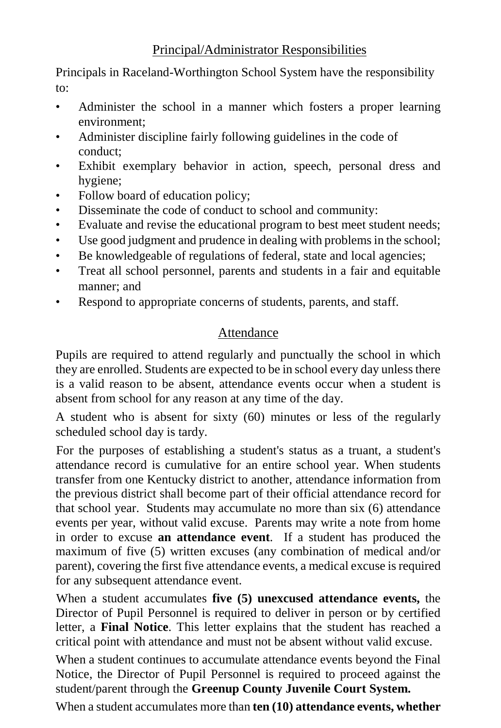## Principal/Administrator Responsibilities

Principals in Raceland-Worthington School System have the responsibility to:

- Administer the school in a manner which fosters a proper learning environment;
- Administer discipline fairly following guidelines in the code of conduct;
- Exhibit exemplary behavior in action, speech, personal dress and hygiene;
- Follow board of education policy;
- Disseminate the code of conduct to school and community:
- Evaluate and revise the educational program to best meet student needs;
- Use good judgment and prudence in dealing with problems in the school;
- Be knowledgeable of regulations of federal, state and local agencies;
- Treat all school personnel, parents and students in a fair and equitable manner; and
- Respond to appropriate concerns of students, parents, and staff.

## Attendance

Pupils are required to attend regularly and punctually the school in which they are enrolled. Students are expected to be in school every day unless there is a valid reason to be absent, attendance events occur when a student is absent from school for any reason at any time of the day.

A student who is absent for sixty (60) minutes or less of the regularly scheduled school day is tardy.

For the purposes of establishing a student's status as a truant, a student's attendance record is cumulative for an entire school year. When students transfer from one Kentucky district to another, attendance information from the previous district shall become part of their official attendance record for that school year. Students may accumulate no more than six (6) attendance events per year, without valid excuse. Parents may write a note from home in order to excuse **an attendance event**. If a student has produced the maximum of five (5) written excuses (any combination of medical and/or parent), covering the first five attendance events, a medical excuse is required for any subsequent attendance event.

When a student accumulates **five (5) unexcused attendance events,** the Director of Pupil Personnel is required to deliver in person or by certified letter, a **Final Notice**. This letter explains that the student has reached a critical point with attendance and must not be absent without valid excuse.

When a student continues to accumulate attendance events beyond the Final Notice, the Director of Pupil Personnel is required to proceed against the student/parent through the **Greenup County Juvenile Court System.**

When a student accumulates more than **ten (10) attendance events, whether**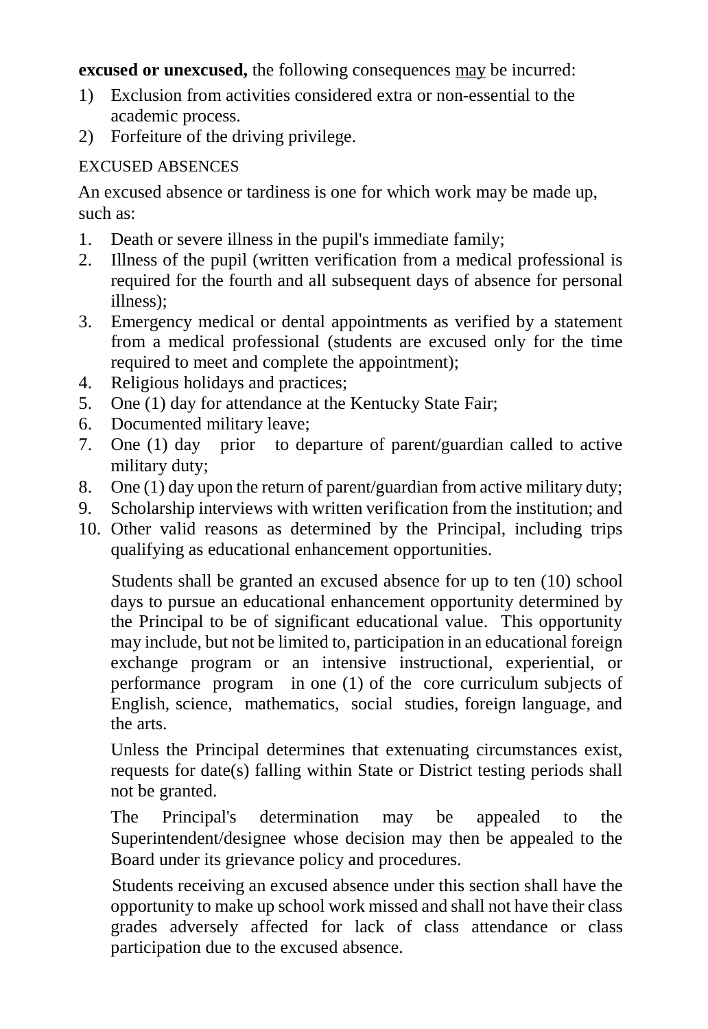**excused or unexcused,** the following consequences may be incurred:

1) Exclusion from activities considered extra or non-essential to the academic process.
2) Forfeiture of the driving privilege.

EXCUSED ABSENCES

An excused absence or tardiness is one for which work may be made up, such as:

1. Death or severe illness in the pupil's immediate family;
2. Illness of the pupil (written verification from a medical professional is required for the fourth and all subsequent days of absence for personal illness);
3. Emergency medical or dental appointments as verified by a statement from a medical professional (students are excused only for the time required to meet and complete the appointment);
4. Religious holidays and practices;
5. One (1) day for attendance at the Kentucky State Fair;
6. Documented military leave;
7. One (1) day prior to departure of parent/guardian called to active military duty;
8. One (1) day upon the return of parent/guardian from active military duty;
9. Scholarship interviews with written verification from the institution; and
10. Other valid reasons as determined by the Principal, including trips qualifying as educational enhancement opportunities.

    Students shall be granted an excused absence for up to ten (10) school days to pursue an educational enhancement opportunity determined by the Principal to be of significant educational value. This opportunity may include, but not be limited to, participation in an educational foreign exchange program or an intensive instructional, experiential, or performance program in one (1) of the core curriculum subjects of English, science, mathematics, social studies, foreign language, and the arts.

    Unless the Principal determines that extenuating circumstances exist, requests for date(s) falling within State or District testing periods shall not be granted.

    The Principal's determination may be appealed to the Superintendent/designee whose decision may then be appealed to the Board under its grievance policy and procedures.

    Students receiving an excused absence under this section shall have the opportunity to make up school work missed and shall not have their class grades adversely affected for lack of class attendance or class participation due to the excused absence.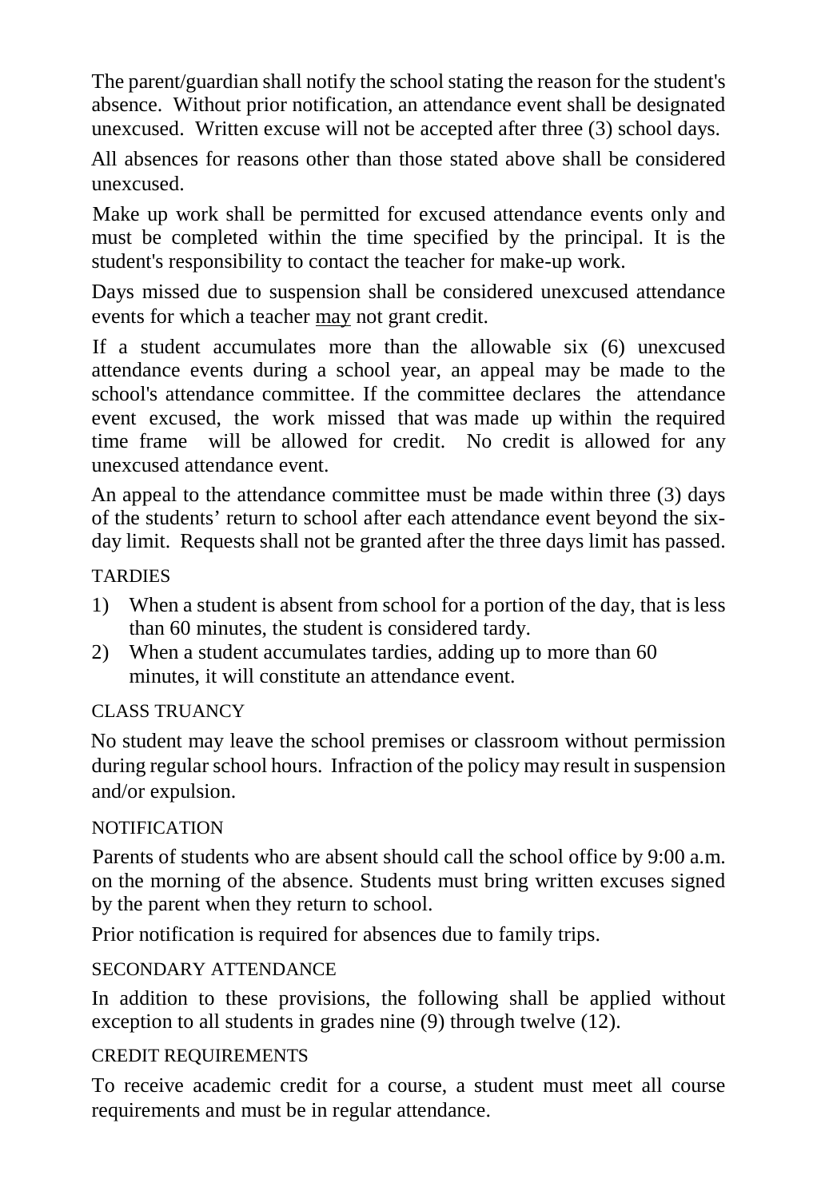The parent/guardian shall notify the school stating the reason for the student's absence. Without prior notification, an attendance event shall be designated unexcused. Written excuse will not be accepted after three (3) school days.

All absences for reasons other than those stated above shall be considered unexcused.

Make up work shall be permitted for excused attendance events only and must be completed within the time specified by the principal. It is the student's responsibility to contact the teacher for make-up work.

Days missed due to suspension shall be considered unexcused attendance events for which a teacher <u>may</u> not grant credit.

If a student accumulates more than the allowable six (6) unexcused attendance events during a school year, an appeal may be made to the school's attendance committee. If the committee declares the attendance event excused, the work missed that was made up within the required time frame will be allowed for credit. No credit is allowed for any unexcused attendance event.

An appeal to the attendance committee must be made within three (3) days of the students' return to school after each attendance event beyond the six-day limit. Requests shall not be granted after the three days limit has passed.

## TARDIES

1) When a student is absent from school for a portion of the day, that is less than 60 minutes, the student is considered tardy.
2) When a student accumulates tardies, adding up to more than 60 minutes, it will constitute an attendance event.

## CLASS TRUANCY

No student may leave the school premises or classroom without permission during regular school hours. Infraction of the policy may result in suspension and/or expulsion.

## NOTIFICATION

Parents of students who are absent should call the school office by 9:00 a.m. on the morning of the absence. Students must bring written excuses signed by the parent when they return to school.

Prior notification is required for absences due to family trips.

## SECONDARY ATTENDANCE

In addition to these provisions, the following shall be applied without exception to all students in grades nine (9) through twelve (12).

## CREDIT REQUIREMENTS

To receive academic credit for a course, a student must meet all course requirements and must be in regular attendance.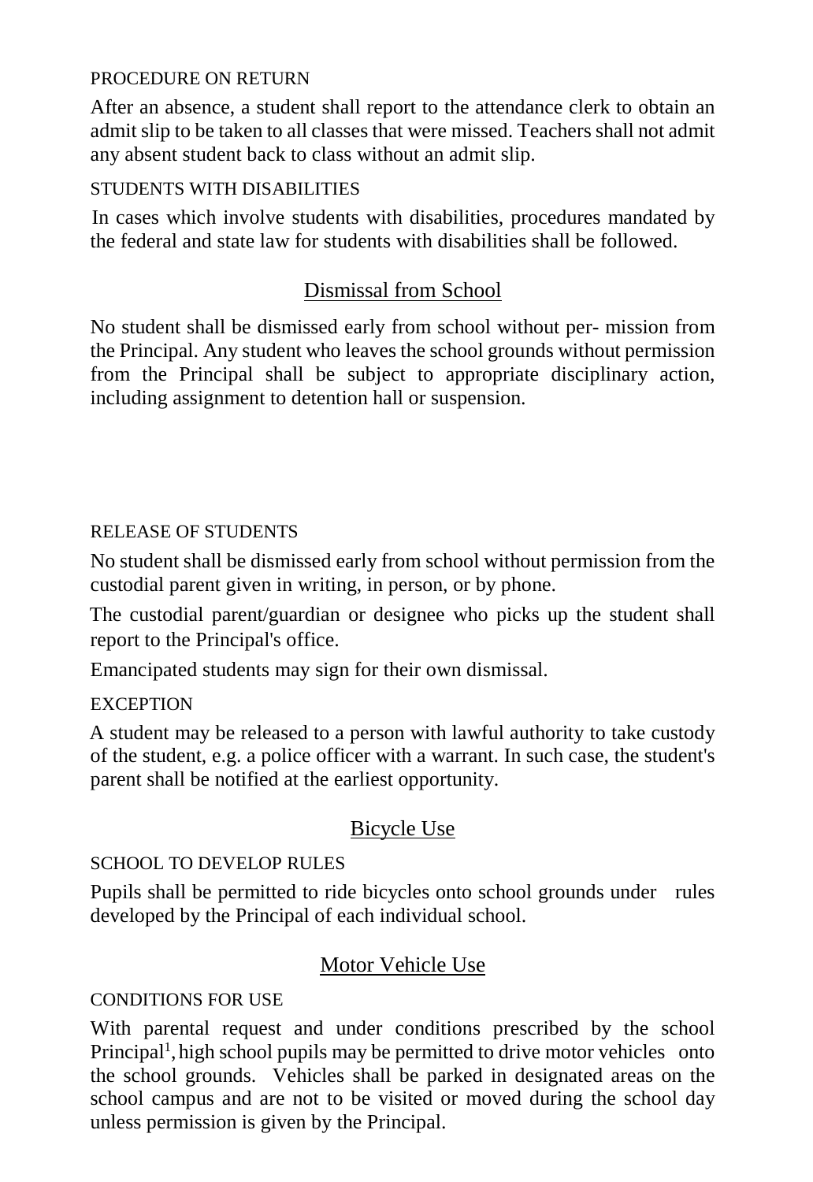PROCEDURE ON RETURN

After an absence, a student shall report to the attendance clerk to obtain an admit slip to be taken to all classes that were missed. Teachers shall not admit any absent student back to class without an admit slip.

STUDENTS WITH DISABILITIES

In cases which involve students with disabilities, procedures mandated by the federal and state law for students with disabilities shall be followed.

## Dismissal from School

No student shall be dismissed early from school without per- mission from the Principal. Any student who leaves the school grounds without permission from the Principal shall be subject to appropriate disciplinary action, including assignment to detention hall or suspension.

RELEASE OF STUDENTS

No student shall be dismissed early from school without permission from the custodial parent given in writing, in person, or by phone.

The custodial parent/guardian or designee who picks up the student shall report to the Principal's office.

Emancipated students may sign for their own dismissal.

EXCEPTION

A student may be released to a person with lawful authority to take custody of the student, e.g. a police officer with a warrant. In such case, the student's parent shall be notified at the earliest opportunity.

## Bicycle Use

SCHOOL TO DEVELOP RULES

Pupils shall be permitted to ride bicycles onto school grounds under rules developed by the Principal of each individual school.

## Motor Vehicle Use

CONDITIONS FOR USE

With parental request and under conditions prescribed by the school Principal[1], high school pupils may be permitted to drive motor vehicles onto the school grounds. Vehicles shall be parked in designated areas on the school campus and are not to be visited or moved during the school day unless permission is given by the Principal.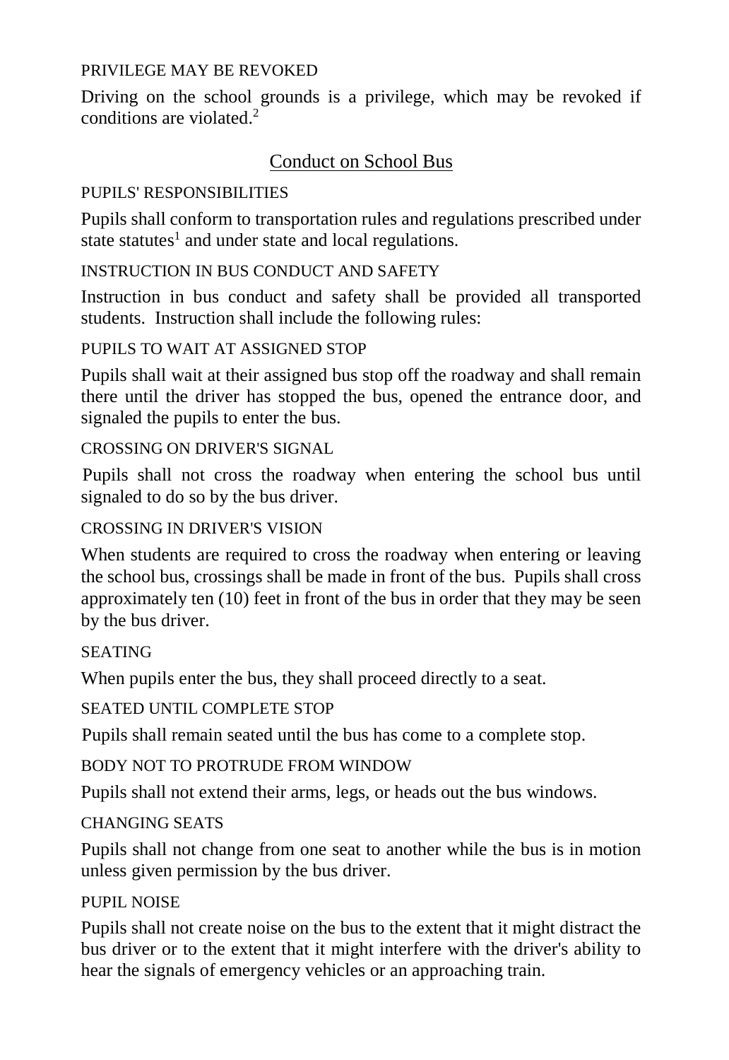PRIVILEGE MAY BE REVOKED

Driving on the school grounds is a privilege, which may be revoked if conditions are violated.[2]

## Conduct on School Bus

PUPILS' RESPONSIBILITIES

Pupils shall conform to transportation rules and regulations prescribed under state statutes[1] and under state and local regulations.

INSTRUCTION IN BUS CONDUCT AND SAFETY

Instruction in bus conduct and safety shall be provided all transported students. Instruction shall include the following rules:

PUPILS TO WAIT AT ASSIGNED STOP

Pupils shall wait at their assigned bus stop off the roadway and shall remain there until the driver has stopped the bus, opened the entrance door, and signaled the pupils to enter the bus.

CROSSING ON DRIVER'S SIGNAL

Pupils shall not cross the roadway when entering the school bus until signaled to do so by the bus driver.

CROSSING IN DRIVER'S VISION

When students are required to cross the roadway when entering or leaving the school bus, crossings shall be made in front of the bus. Pupils shall cross approximately ten (10) feet in front of the bus in order that they may be seen by the bus driver.

SEATING

When pupils enter the bus, they shall proceed directly to a seat.

SEATED UNTIL COMPLETE STOP

Pupils shall remain seated until the bus has come to a complete stop.

BODY NOT TO PROTRUDE FROM WINDOW

Pupils shall not extend their arms, legs, or heads out the bus windows.

CHANGING SEATS

Pupils shall not change from one seat to another while the bus is in motion unless given permission by the bus driver.

PUPIL NOISE

Pupils shall not create noise on the bus to the extent that it might distract the bus driver or to the extent that it might interfere with the driver's ability to hear the signals of emergency vehicles or an approaching train.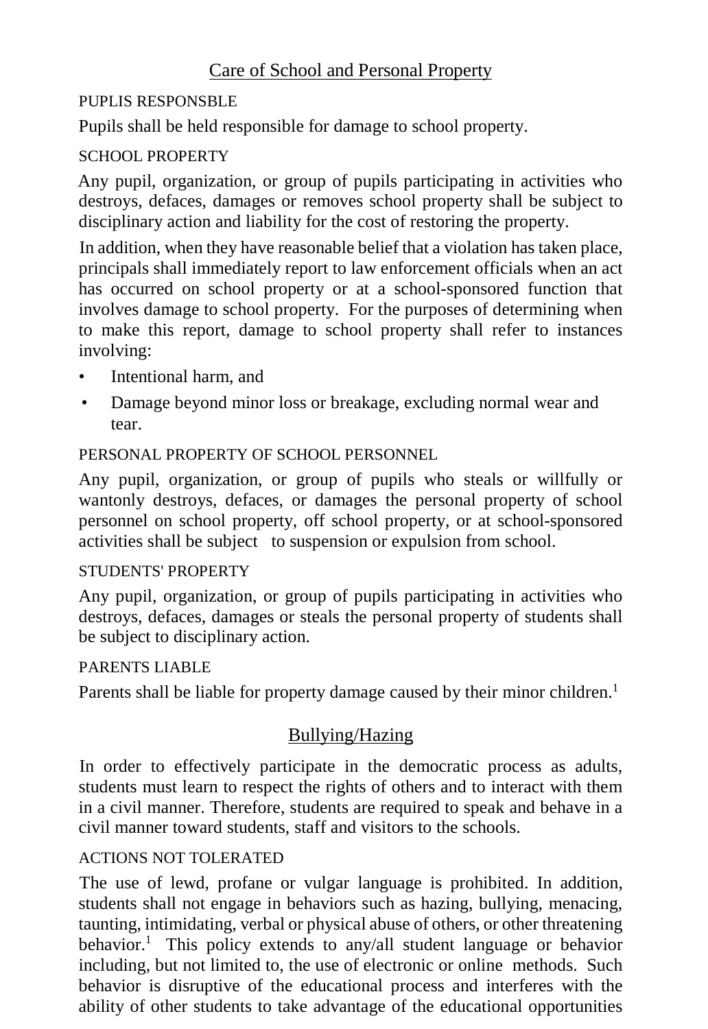## Care of School and Personal Property

### PUPLIS RESPONSBLE

Pupils shall be held responsible for damage to school property.

### SCHOOL PROPERTY

Any pupil, organization, or group of pupils participating in activities who destroys, defaces, damages or removes school property shall be subject to disciplinary action and liability for the cost of restoring the property.

In addition, when they have reasonable belief that a violation has taken place, principals shall immediately report to law enforcement officials when an act has occurred on school property or at a school-sponsored function that involves damage to school property. For the purposes of determining when to make this report, damage to school property shall refer to instances involving:

- Intentional harm, and
- Damage beyond minor loss or breakage, excluding normal wear and tear.

### PERSONAL PROPERTY OF SCHOOL PERSONNEL

Any pupil, organization, or group of pupils who steals or willfully or wantonly destroys, defaces, or damages the personal property of school personnel on school property, off school property, or at school-sponsored activities shall be subject to suspension or expulsion from school.

### STUDENTS' PROPERTY

Any pupil, organization, or group of pupils participating in activities who destroys, defaces, damages or steals the personal property of students shall be subject to disciplinary action.

### PARENTS LIABLE

Parents shall be liable for property damage caused by their minor children.[1]

## Bullying/Hazing

In order to effectively participate in the democratic process as adults, students must learn to respect the rights of others and to interact with them in a civil manner. Therefore, students are required to speak and behave in a civil manner toward students, staff and visitors to the schools.

### ACTIONS NOT TOLERATED

The use of lewd, profane or vulgar language is prohibited. In addition, students shall not engage in behaviors such as hazing, bullying, menacing, taunting, intimidating, verbal or physical abuse of others, or other threatening behavior.[1] This policy extends to any/all student language or behavior including, but not limited to, the use of electronic or online methods. Such behavior is disruptive of the educational process and interferes with the ability of other students to take advantage of the educational opportunities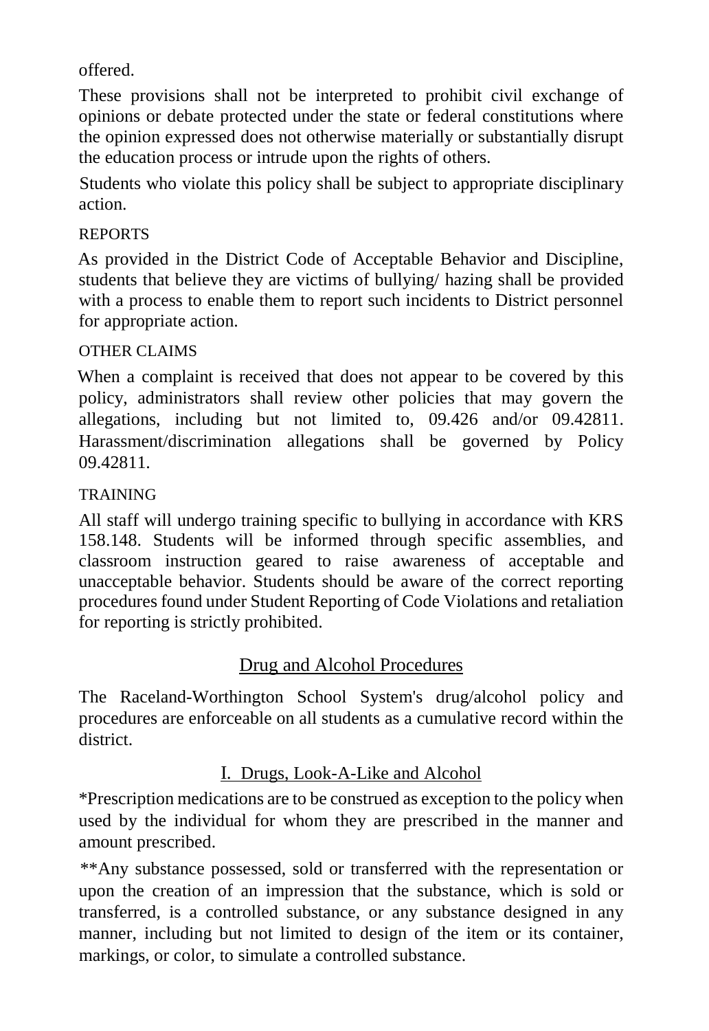offered.

These provisions shall not be interpreted to prohibit civil exchange of opinions or debate protected under the state or federal constitutions where the opinion expressed does not otherwise materially or substantially disrupt the education process or intrude upon the rights of others.

Students who violate this policy shall be subject to appropriate disciplinary action.

REPORTS

As provided in the District Code of Acceptable Behavior and Discipline, students that believe they are victims of bullying/ hazing shall be provided with a process to enable them to report such incidents to District personnel for appropriate action.

OTHER CLAIMS

When a complaint is received that does not appear to be covered by this policy, administrators shall review other policies that may govern the allegations, including but not limited to, 09.426 and/or 09.42811. Harassment/discrimination allegations shall be governed by Policy 09.42811.

TRAINING

All staff will undergo training specific to bullying in accordance with KRS 158.148. Students will be informed through specific assemblies, and classroom instruction geared to raise awareness of acceptable and unacceptable behavior. Students should be aware of the correct reporting procedures found under Student Reporting of Code Violations and retaliation for reporting is strictly prohibited.

## Drug and Alcohol Procedures

The Raceland-Worthington School System's drug/alcohol policy and procedures are enforceable on all students as a cumulative record within the district.

### I. Drugs, Look-A-Like and Alcohol

*Prescription medications are to be construed as exception to the policy when used by the individual for whom they are prescribed in the manner and amount prescribed.

**Any substance possessed, sold or transferred with the representation or upon the creation of an impression that the substance, which is sold or transferred, is a controlled substance, or any substance designed in any manner, including but not limited to design of the item or its container, markings, or color, to simulate a controlled substance.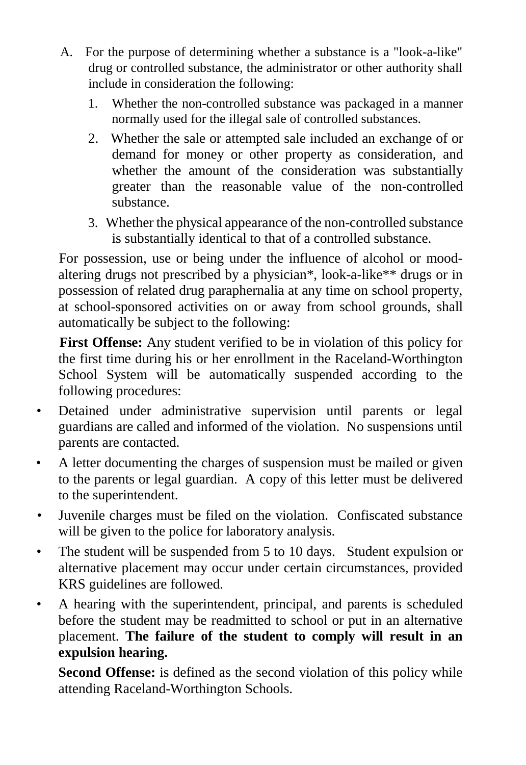A. For the purpose of determining whether a substance is a "look-a-like" drug or controlled substance, the administrator or other authority shall include in consideration the following:

   1. Whether the non-controlled substance was packaged in a manner normally used for the illegal sale of controlled substances.
   2. Whether the sale or attempted sale included an exchange of or demand for money or other property as consideration, and whether the amount of the consideration was substantially greater than the reasonable value of the non-controlled substance.
   3. Whether the physical appearance of the non-controlled substance is substantially identical to that of a controlled substance.

For possession, use or being under the influence of alcohol or mood-altering drugs not prescribed by a physician*, look-a-like** drugs or in possession of related drug paraphernalia at any time on school property, at school-sponsored activities on or away from school grounds, shall automatically be subject to the following:

**First Offense:** Any student verified to be in violation of this policy for the first time during his or her enrollment in the Raceland-Worthington School System will be automatically suspended according to the following procedures:

- Detained under administrative supervision until parents or legal guardians are called and informed of the violation. No suspensions until parents are contacted.
- A letter documenting the charges of suspension must be mailed or given to the parents or legal guardian. A copy of this letter must be delivered to the superintendent.
- Juvenile charges must be filed on the violation. Confiscated substance will be given to the police for laboratory analysis.
- The student will be suspended from 5 to 10 days. Student expulsion or alternative placement may occur under certain circumstances, provided KRS guidelines are followed.
- A hearing with the superintendent, principal, and parents is scheduled before the student may be readmitted to school or put in an alternative placement. **The failure of the student to comply will result in an expulsion hearing.**

**Second Offense:** is defined as the second violation of this policy while attending Raceland-Worthington Schools.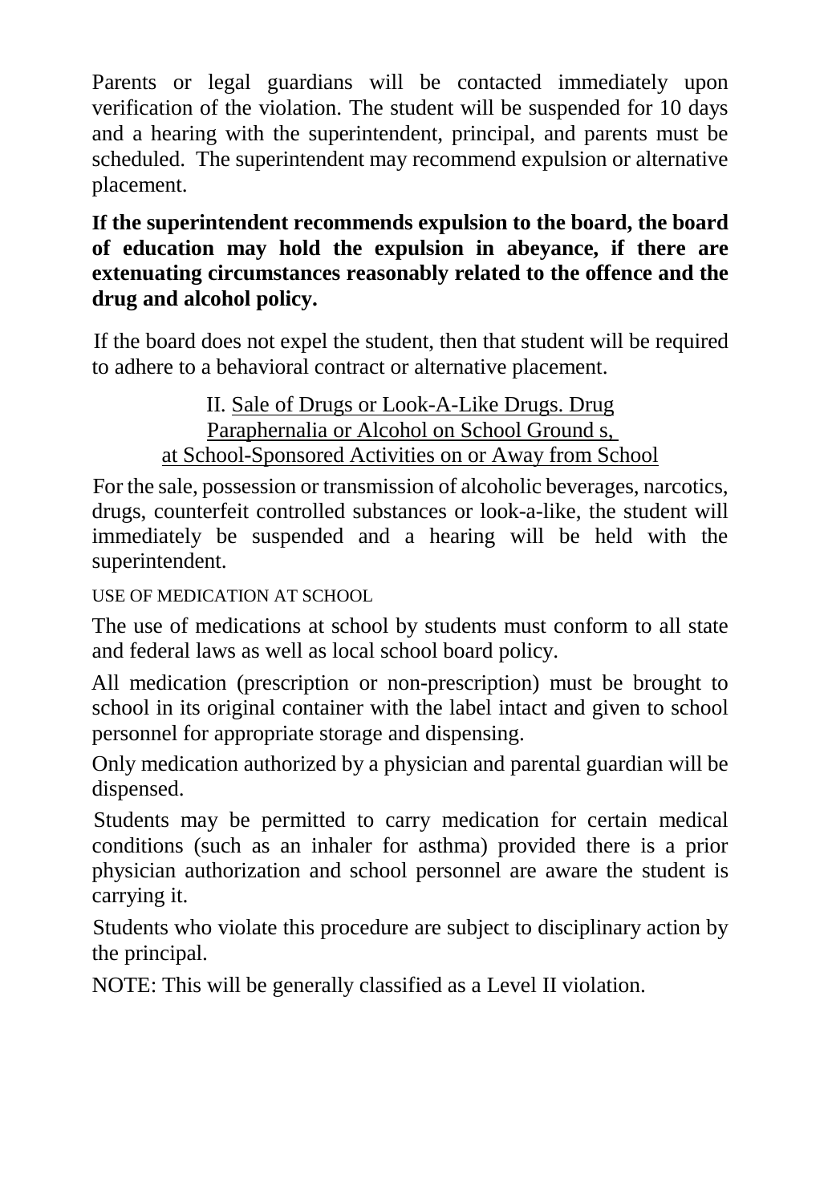Parents or legal guardians will be contacted immediately upon verification of the violation. The student will be suspended for 10 days and a hearing with the superintendent, principal, and parents must be scheduled. The superintendent may recommend expulsion or alternative placement.

**If the superintendent recommends expulsion to the board, the board of education may hold the expulsion in abeyance, if there are extenuating circumstances reasonably related to the offence and the drug and alcohol policy.**

If the board does not expel the student, then that student will be required to adhere to a behavioral contract or alternative placement.

II. <u>Sale of Drugs or Look-A-Like Drugs. Drug Paraphernalia or Alcohol on School Ground s, at School-Sponsored Activities on or Away from School</u>

For the sale, possession or transmission of alcoholic beverages, narcotics, drugs, counterfeit controlled substances or look-a-like, the student will immediately be suspended and a hearing will be held with the superintendent.

USE OF MEDICATION AT SCHOOL

The use of medications at school by students must conform to all state and federal laws as well as local school board policy.

All medication (prescription or non-prescription) must be brought to school in its original container with the label intact and given to school personnel for appropriate storage and dispensing.

Only medication authorized by a physician and parental guardian will be dispensed.

Students may be permitted to carry medication for certain medical conditions (such as an inhaler for asthma) provided there is a prior physician authorization and school personnel are aware the student is carrying it.

Students who violate this procedure are subject to disciplinary action by the principal.

NOTE: This will be generally classified as a Level II violation.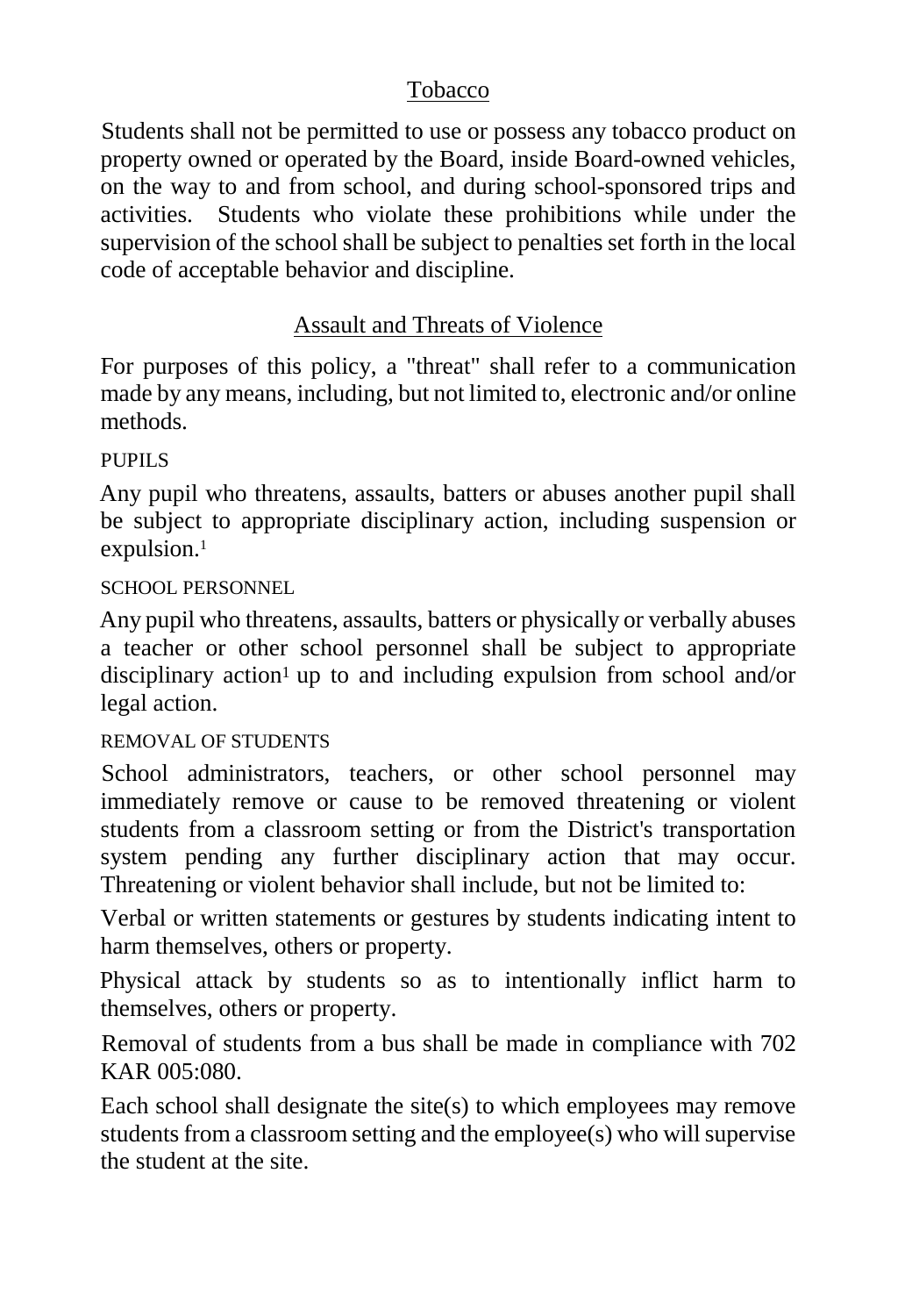## Tobacco

Students shall not be permitted to use or possess any tobacco product on property owned or operated by the Board, inside Board-owned vehicles, on the way to and from school, and during school-sponsored trips and activities. Students who violate these prohibitions while under the supervision of the school shall be subject to penalties set forth in the local code of acceptable behavior and discipline.

## Assault and Threats of Violence

For purposes of this policy, a "threat" shall refer to a communication made by any means, including, but not limited to, electronic and/or online methods.

### PUPILS

Any pupil who threatens, assaults, batters or abuses another pupil shall be subject to appropriate disciplinary action, including suspension or expulsion.[1]

### SCHOOL PERSONNEL

Any pupil who threatens, assaults, batters or physically or verbally abuses a teacher or other school personnel shall be subject to appropriate disciplinary action[1] up to and including expulsion from school and/or legal action.

### REMOVAL OF STUDENTS

School administrators, teachers, or other school personnel may immediately remove or cause to be removed threatening or violent students from a classroom setting or from the District's transportation system pending any further disciplinary action that may occur. Threatening or violent behavior shall include, but not be limited to:

Verbal or written statements or gestures by students indicating intent to harm themselves, others or property.

Physical attack by students so as to intentionally inflict harm to themselves, others or property.

Removal of students from a bus shall be made in compliance with 702 KAR 005:080.

Each school shall designate the site(s) to which employees may remove students from a classroom setting and the employee(s) who will supervise the student at the site.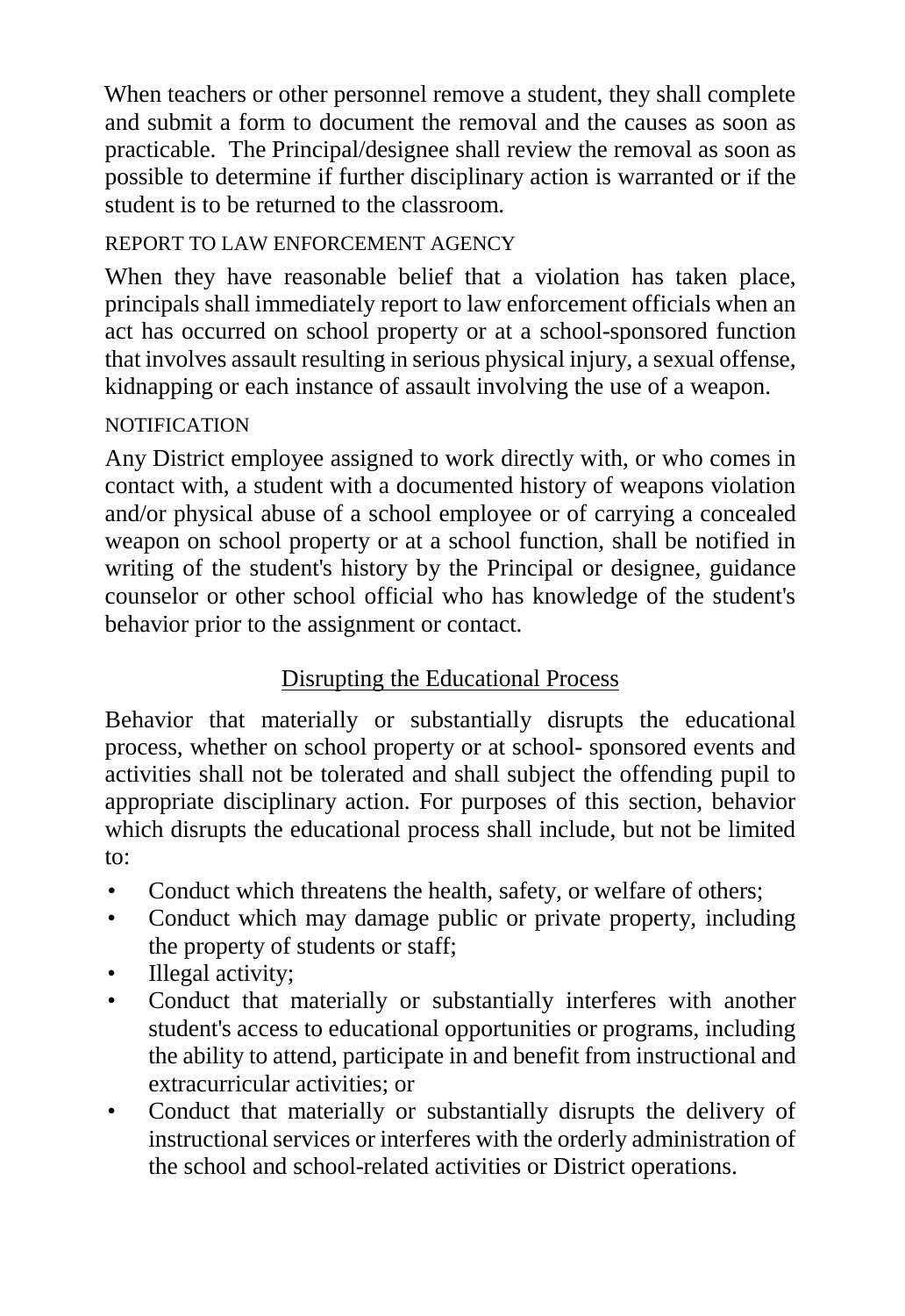When teachers or other personnel remove a student, they shall complete and submit a form to document the removal and the causes as soon as practicable. The Principal/designee shall review the removal as soon as possible to determine if further disciplinary action is warranted or if the student is to be returned to the classroom.

### REPORT TO LAW ENFORCEMENT AGENCY

When they have reasonable belief that a violation has taken place, principals shall immediately report to law enforcement officials when an act has occurred on school property or at a school-sponsored function that involves assault resulting in serious physical injury, a sexual offense, kidnapping or each instance of assault involving the use of a weapon.

### NOTIFICATION

Any District employee assigned to work directly with, or who comes in contact with, a student with a documented history of weapons violation and/or physical abuse of a school employee or of carrying a concealed weapon on school property or at a school function, shall be notified in writing of the student's history by the Principal or designee, guidance counselor or other school official who has knowledge of the student's behavior prior to the assignment or contact.

## Disrupting the Educational Process

Behavior that materially or substantially disrupts the educational process, whether on school property or at school- sponsored events and activities shall not be tolerated and shall subject the offending pupil to appropriate disciplinary action. For purposes of this section, behavior which disrupts the educational process shall include, but not be limited to:

- Conduct which threatens the health, safety, or welfare of others;
- Conduct which may damage public or private property, including the property of students or staff;
- Illegal activity;
- Conduct that materially or substantially interferes with another student's access to educational opportunities or programs, including the ability to attend, participate in and benefit from instructional and extracurricular activities; or
- Conduct that materially or substantially disrupts the delivery of instructional services or interferes with the orderly administration of the school and school-related activities or District operations.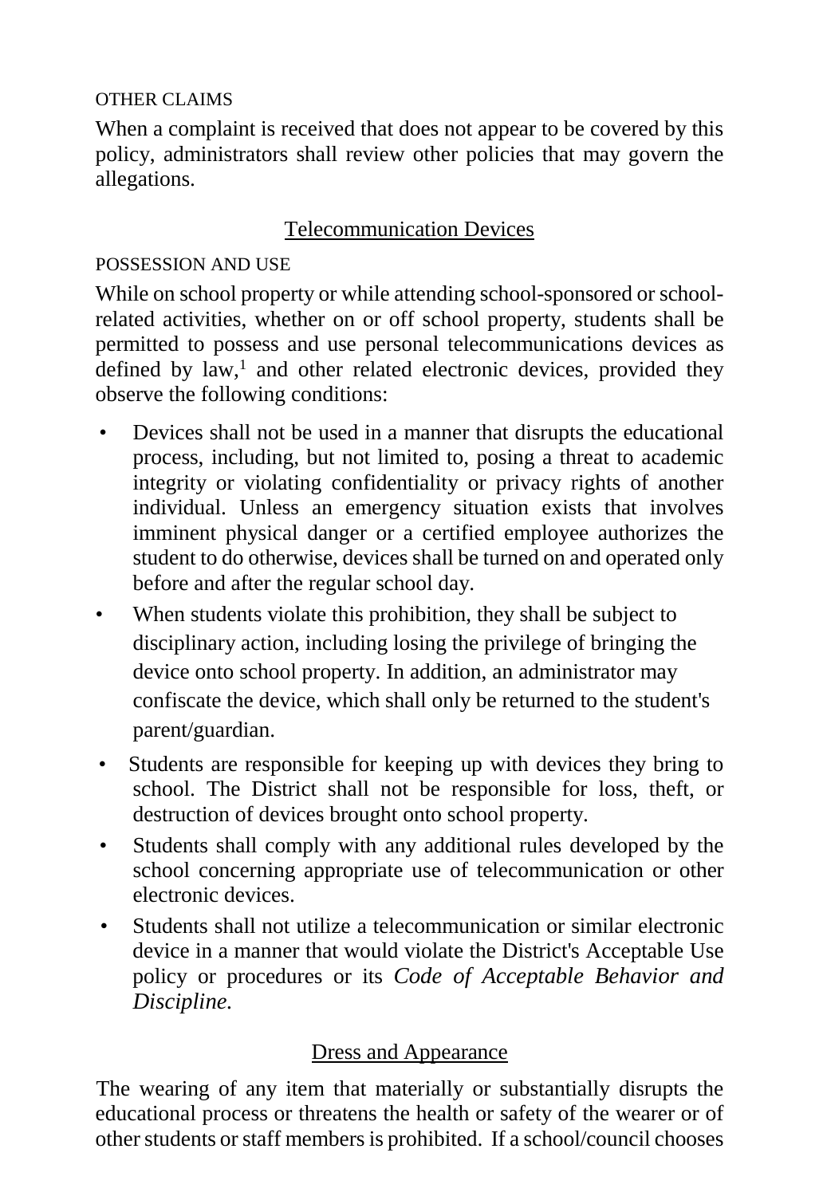### OTHER CLAIMS

When a complaint is received that does not appear to be covered by this policy, administrators shall review other policies that may govern the allegations.

## Telecommunication Devices

### POSSESSION AND USE

While on school property or while attending school-sponsored or school-related activities, whether on or off school property, students shall be permitted to possess and use personal telecommunications devices as defined by law,[1] and other related electronic devices, provided they observe the following conditions:

- Devices shall not be used in a manner that disrupts the educational process, including, but not limited to, posing a threat to academic integrity or violating confidentiality or privacy rights of another individual. Unless an emergency situation exists that involves imminent physical danger or a certified employee authorizes the student to do otherwise, devices shall be turned on and operated only before and after the regular school day.
- When students violate this prohibition, they shall be subject to disciplinary action, including losing the privilege of bringing the device onto school property. In addition, an administrator may confiscate the device, which shall only be returned to the student's parent/guardian.
- Students are responsible for keeping up with devices they bring to school. The District shall not be responsible for loss, theft, or destruction of devices brought onto school property.
- Students shall comply with any additional rules developed by the school concerning appropriate use of telecommunication or other electronic devices.
- Students shall not utilize a telecommunication or similar electronic device in a manner that would violate the District's Acceptable Use policy or procedures or its *Code of Acceptable Behavior and Discipline.*

## Dress and Appearance

The wearing of any item that materially or substantially disrupts the educational process or threatens the health or safety of the wearer or of other students or staff members is prohibited. If a school/council chooses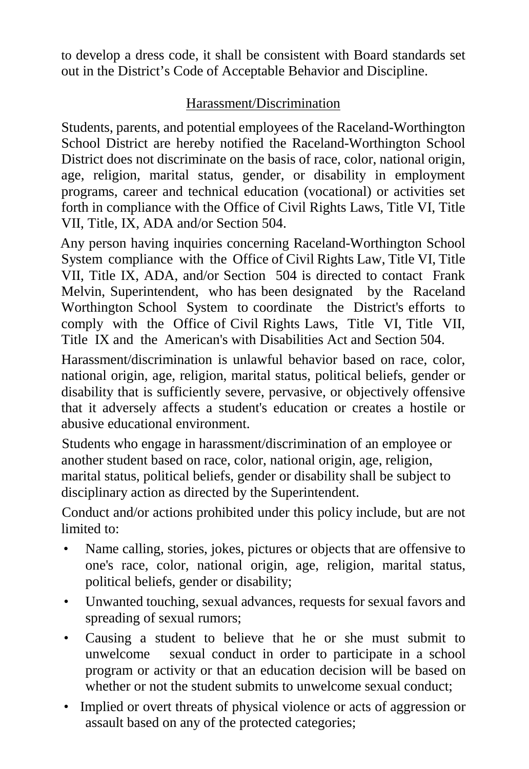to develop a dress code, it shall be consistent with Board standards set out in the District's Code of Acceptable Behavior and Discipline.

## Harassment/Discrimination

Students, parents, and potential employees of the Raceland-Worthington School District are hereby notified the Raceland-Worthington School District does not discriminate on the basis of race, color, national origin, age, religion, marital status, gender, or disability in employment programs, career and technical education (vocational) or activities set forth in compliance with the Office of Civil Rights Laws, Title VI, Title VII, Title, IX, ADA and/or Section 504.

Any person having inquiries concerning Raceland-Worthington School System compliance with the Office of Civil Rights Law, Title VI, Title VII, Title IX, ADA, and/or Section 504 is directed to contact Frank Melvin, Superintendent, who has been designated by the Raceland Worthington School System to coordinate the District's efforts to comply with the Office of Civil Rights Laws, Title VI, Title VII, Title IX and the American's with Disabilities Act and Section 504.

Harassment/discrimination is unlawful behavior based on race, color, national origin, age, religion, marital status, political beliefs, gender or disability that is sufficiently severe, pervasive, or objectively offensive that it adversely affects a student's education or creates a hostile or abusive educational environment.

Students who engage in harassment/discrimination of an employee or another student based on race, color, national origin, age, religion, marital status, political beliefs, gender or disability shall be subject to disciplinary action as directed by the Superintendent.

Conduct and/or actions prohibited under this policy include, but are not limited to:

- Name calling, stories, jokes, pictures or objects that are offensive to one's race, color, national origin, age, religion, marital status, political beliefs, gender or disability;
- Unwanted touching, sexual advances, requests for sexual favors and spreading of sexual rumors;
- Causing a student to believe that he or she must submit to unwelcome sexual conduct in order to participate in a school program or activity or that an education decision will be based on whether or not the student submits to unwelcome sexual conduct;
- Implied or overt threats of physical violence or acts of aggression or assault based on any of the protected categories;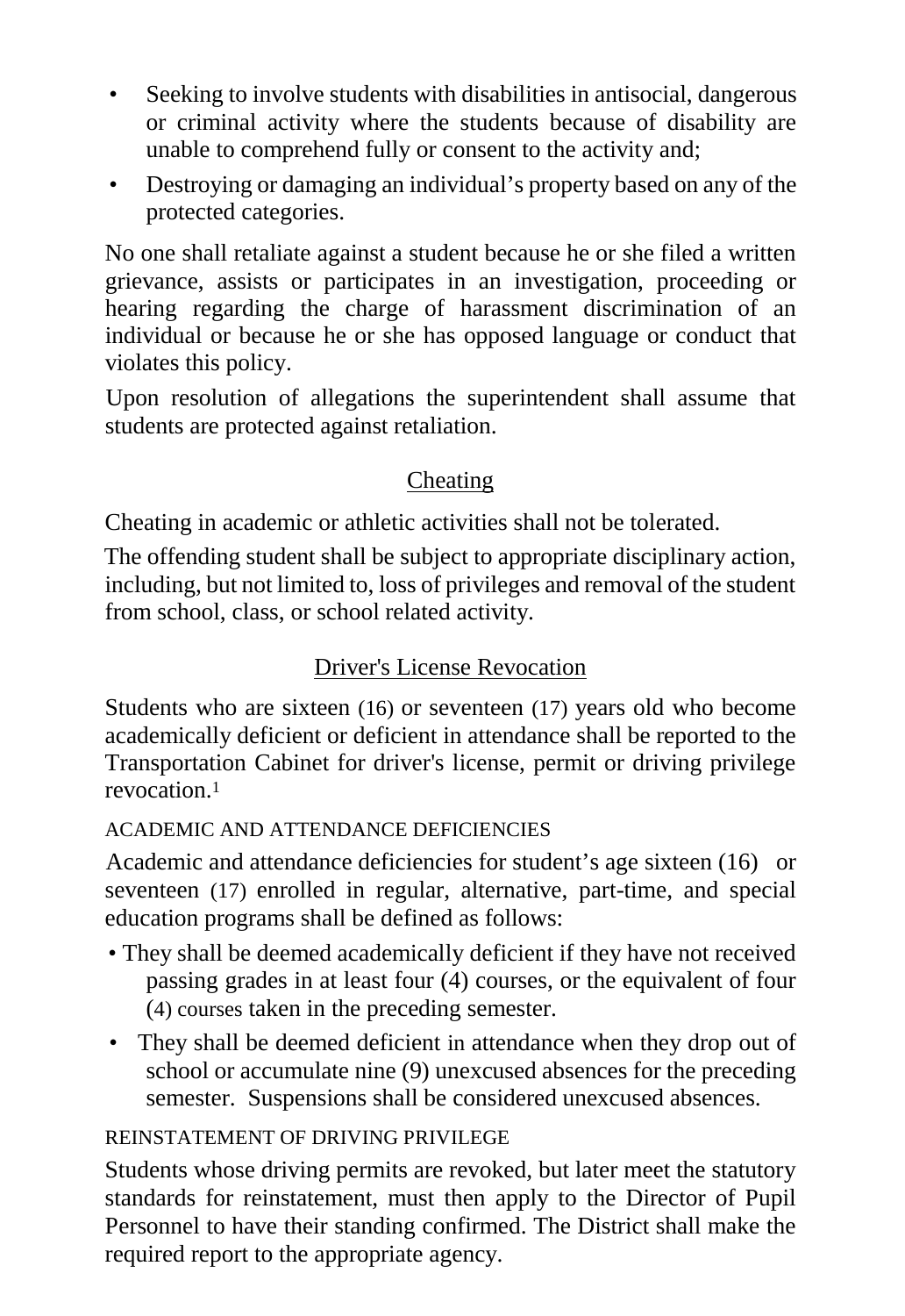- Seeking to involve students with disabilities in antisocial, dangerous or criminal activity where the students because of disability are unable to comprehend fully or consent to the activity and;
- Destroying or damaging an individual's property based on any of the protected categories.

No one shall retaliate against a student because he or she filed a written grievance, assists or participates in an investigation, proceeding or hearing regarding the charge of harassment discrimination of an individual or because he or she has opposed language or conduct that violates this policy.

Upon resolution of allegations the superintendent shall assume that students are protected against retaliation.

## Cheating

Cheating in academic or athletic activities shall not be tolerated.

The offending student shall be subject to appropriate disciplinary action, including, but not limited to, loss of privileges and removal of the student from school, class, or school related activity.

## Driver's License Revocation

Students who are sixteen (16) or seventeen (17) years old who become academically deficient or deficient in attendance shall be reported to the Transportation Cabinet for driver's license, permit or driving privilege revocation.[1]

### ACADEMIC AND ATTENDANCE DEFICIENCIES

Academic and attendance deficiencies for student's age sixteen (16) or seventeen (17) enrolled in regular, alternative, part-time, and special education programs shall be defined as follows:

- They shall be deemed academically deficient if they have not received passing grades in at least four (4) courses, or the equivalent of four (4) courses taken in the preceding semester.
- They shall be deemed deficient in attendance when they drop out of school or accumulate nine (9) unexcused absences for the preceding semester. Suspensions shall be considered unexcused absences.

### REINSTATEMENT OF DRIVING PRIVILEGE

Students whose driving permits are revoked, but later meet the statutory standards for reinstatement, must then apply to the Director of Pupil Personnel to have their standing confirmed. The District shall make the required report to the appropriate agency.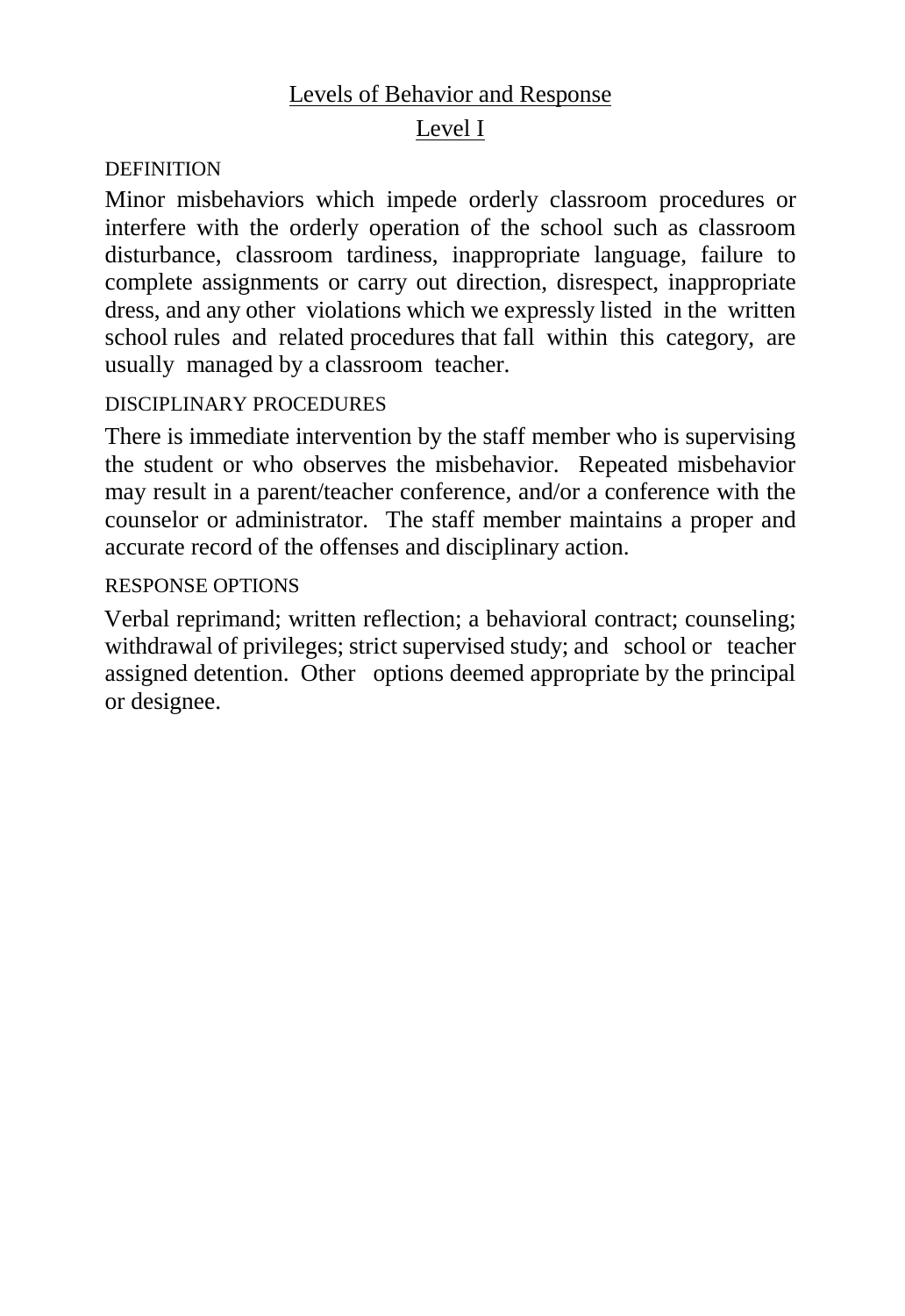## Levels of Behavior and Response

## Level I

DEFINITION

Minor misbehaviors which impede orderly classroom procedures or interfere with the orderly operation of the school such as classroom disturbance, classroom tardiness, inappropriate language, failure to complete assignments or carry out direction, disrespect, inappropriate dress, and any other violations which we expressly listed in the written school rules and related procedures that fall within this category, are usually managed by a classroom teacher.

DISCIPLINARY PROCEDURES

There is immediate intervention by the staff member who is supervising the student or who observes the misbehavior. Repeated misbehavior may result in a parent/teacher conference, and/or a conference with the counselor or administrator. The staff member maintains a proper and accurate record of the offenses and disciplinary action.

RESPONSE OPTIONS

Verbal reprimand; written reflection; a behavioral contract; counseling; withdrawal of privileges; strict supervised study; and school or teacher assigned detention. Other options deemed appropriate by the principal or designee.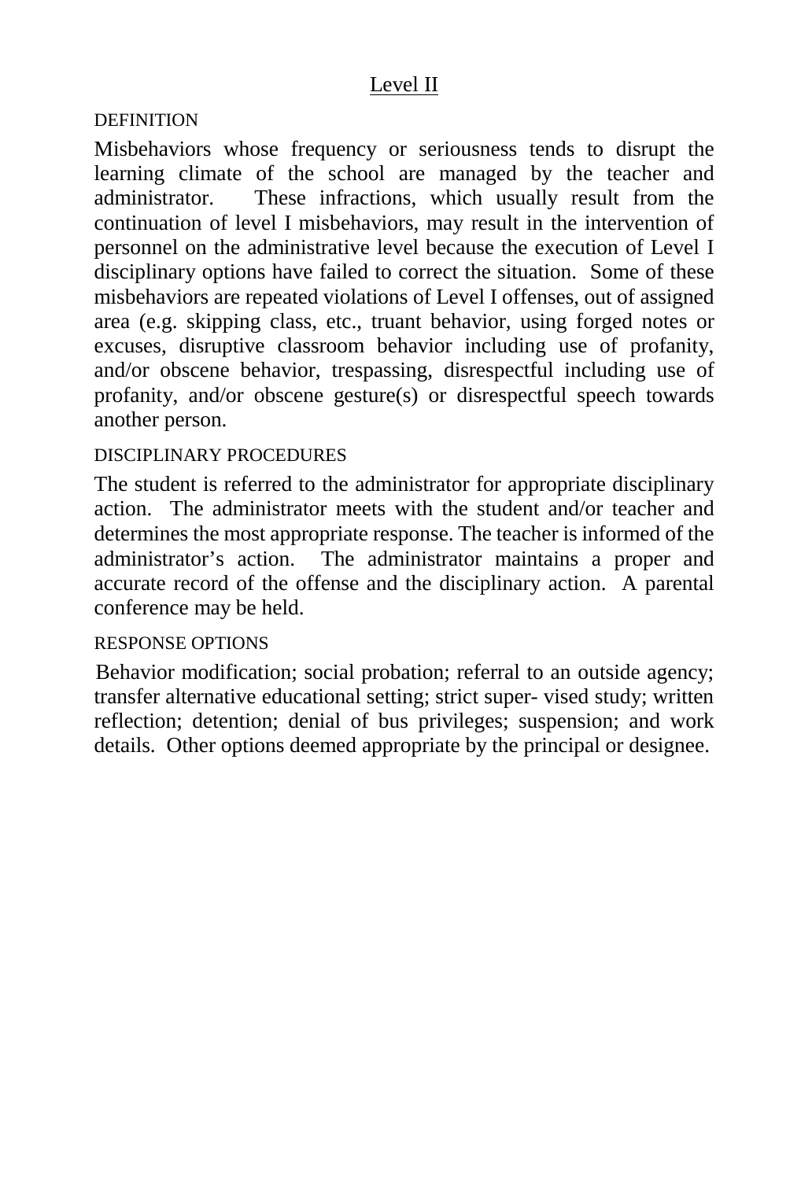## Level II

### DEFINITION

Misbehaviors whose frequency or seriousness tends to disrupt the learning climate of the school are managed by the teacher and administrator. These infractions, which usually result from the continuation of level I misbehaviors, may result in the intervention of personnel on the administrative level because the execution of Level I disciplinary options have failed to correct the situation. Some of these misbehaviors are repeated violations of Level I offenses, out of assigned area (e.g. skipping class, etc., truant behavior, using forged notes or excuses, disruptive classroom behavior including use of profanity, and/or obscene behavior, trespassing, disrespectful including use of profanity, and/or obscene gesture(s) or disrespectful speech towards another person.

### DISCIPLINARY PROCEDURES

The student is referred to the administrator for appropriate disciplinary action. The administrator meets with the student and/or teacher and determines the most appropriate response. The teacher is informed of the administrator's action. The administrator maintains a proper and accurate record of the offense and the disciplinary action. A parental conference may be held.

### RESPONSE OPTIONS

Behavior modification; social probation; referral to an outside agency; transfer alternative educational setting; strict super- vised study; written reflection; detention; denial of bus privileges; suspension; and work details. Other options deemed appropriate by the principal or designee.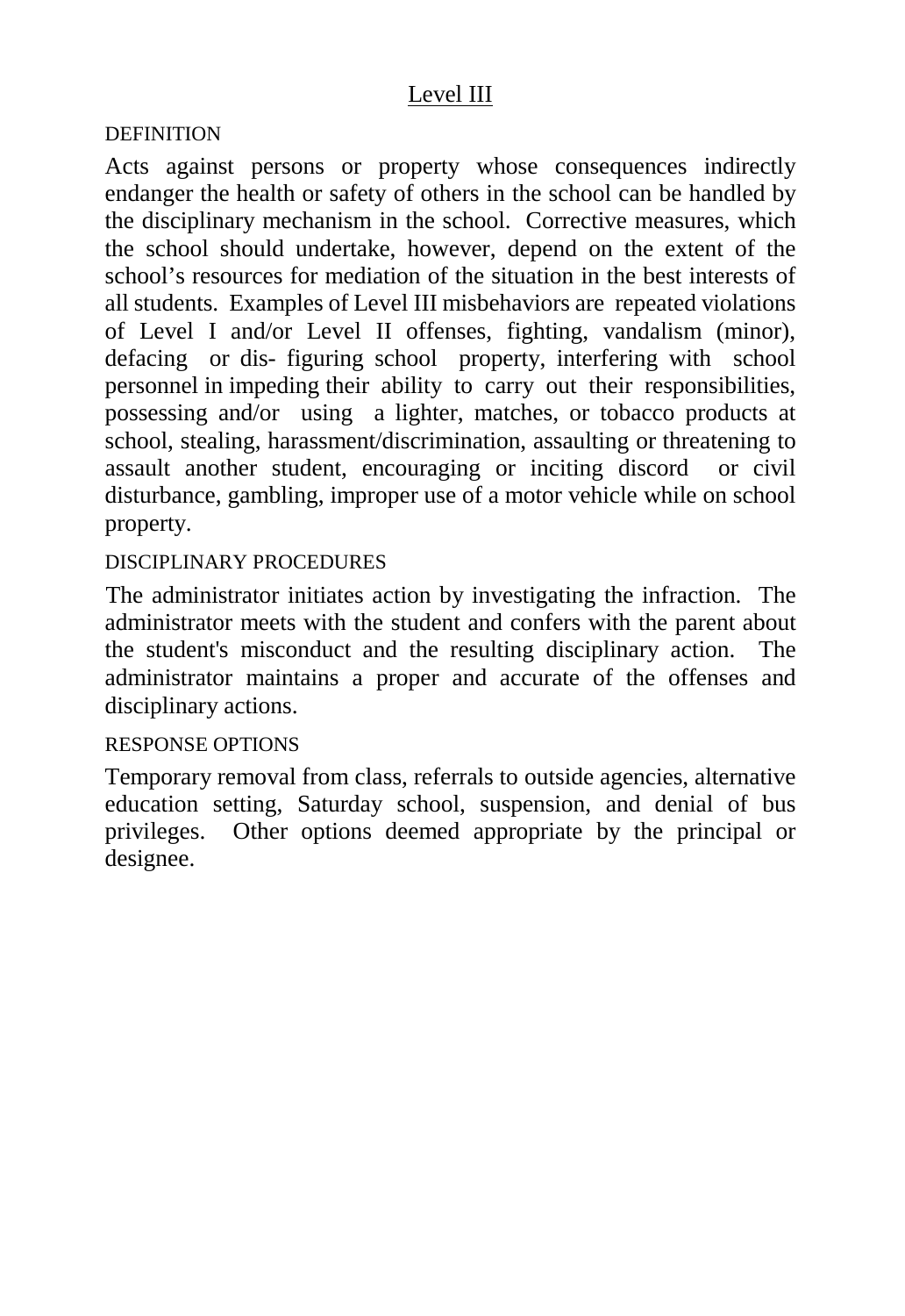## Level III

DEFINITION

Acts against persons or property whose consequences indirectly endanger the health or safety of others in the school can be handled by the disciplinary mechanism in the school. Corrective measures, which the school should undertake, however, depend on the extent of the school's resources for mediation of the situation in the best interests of all students. Examples of Level III misbehaviors are repeated violations of Level I and/or Level II offenses, fighting, vandalism (minor), defacing or dis- figuring school property, interfering with school personnel in impeding their ability to carry out their responsibilities, possessing and/or using a lighter, matches, or tobacco products at school, stealing, harassment/discrimination, assaulting or threatening to assault another student, encouraging or inciting discord or civil disturbance, gambling, improper use of a motor vehicle while on school property.

DISCIPLINARY PROCEDURES

The administrator initiates action by investigating the infraction. The administrator meets with the student and confers with the parent about the student's misconduct and the resulting disciplinary action. The administrator maintains a proper and accurate of the offenses and disciplinary actions.

RESPONSE OPTIONS

Temporary removal from class, referrals to outside agencies, alternative education setting, Saturday school, suspension, and denial of bus privileges. Other options deemed appropriate by the principal or designee.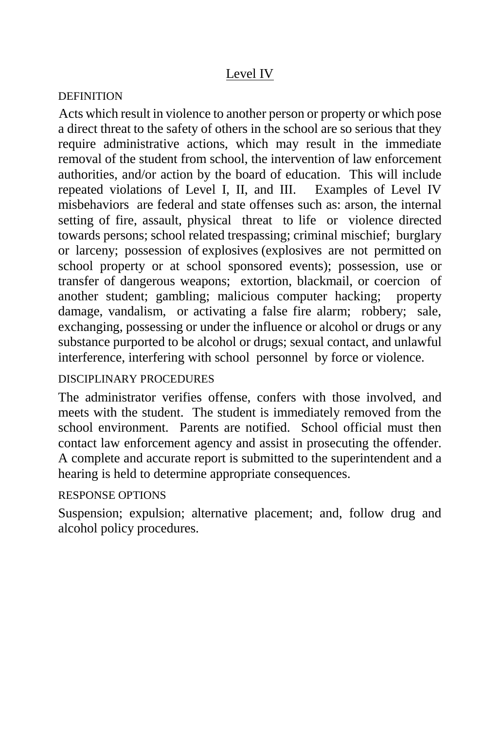## Level IV

DEFINITION

Acts which result in violence to another person or property or which pose a direct threat to the safety of others in the school are so serious that they require administrative actions, which may result in the immediate removal of the student from school, the intervention of law enforcement authorities, and/or action by the board of education. This will include repeated violations of Level I, II, and III. Examples of Level IV misbehaviors are federal and state offenses such as: arson, the internal setting of fire, assault, physical threat to life or violence directed towards persons; school related trespassing; criminal mischief; burglary or larceny; possession of explosives (explosives are not permitted on school property or at school sponsored events); possession, use or transfer of dangerous weapons; extortion, blackmail, or coercion of another student; gambling; malicious computer hacking; property damage, vandalism, or activating a false fire alarm; robbery; sale, exchanging, possessing or under the influence or alcohol or drugs or any substance purported to be alcohol or drugs; sexual contact, and unlawful interference, interfering with school personnel by force or violence.

DISCIPLINARY PROCEDURES

The administrator verifies offense, confers with those involved, and meets with the student. The student is immediately removed from the school environment. Parents are notified. School official must then contact law enforcement agency and assist in prosecuting the offender. A complete and accurate report is submitted to the superintendent and a hearing is held to determine appropriate consequences.

RESPONSE OPTIONS

Suspension; expulsion; alternative placement; and, follow drug and alcohol policy procedures.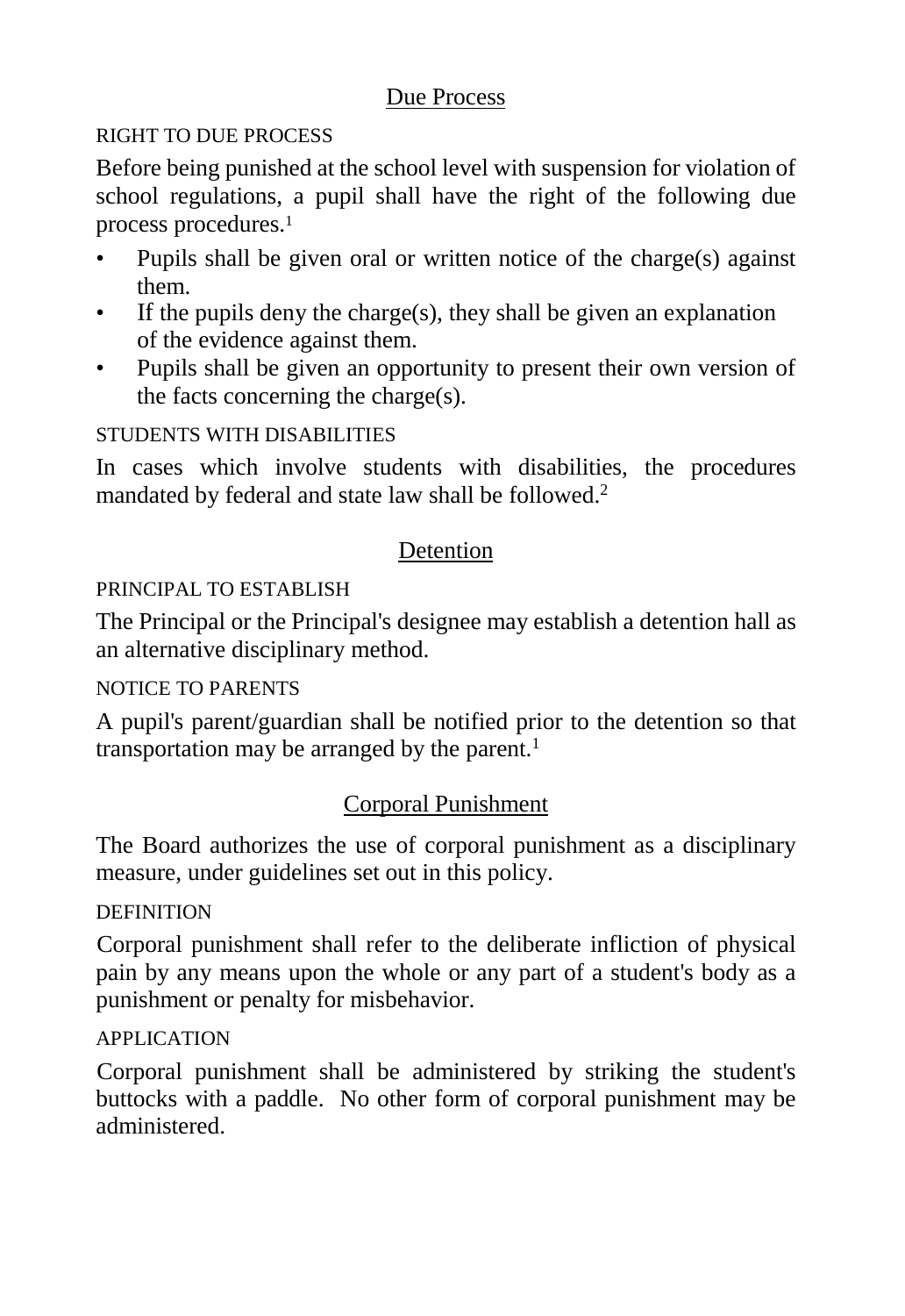## Due Process

### RIGHT TO DUE PROCESS

Before being punished at the school level with suspension for violation of school regulations, a pupil shall have the right of the following due process procedures.[1]

- Pupils shall be given oral or written notice of the charge(s) against them.
- If the pupils deny the charge(s), they shall be given an explanation of the evidence against them.
- Pupils shall be given an opportunity to present their own version of the facts concerning the charge(s).

### STUDENTS WITH DISABILITIES

In cases which involve students with disabilities, the procedures mandated by federal and state law shall be followed.[2]

## Detention

### PRINCIPAL TO ESTABLISH

The Principal or the Principal's designee may establish a detention hall as an alternative disciplinary method.

### NOTICE TO PARENTS

A pupil's parent/guardian shall be notified prior to the detention so that transportation may be arranged by the parent.[1]

## Corporal Punishment

The Board authorizes the use of corporal punishment as a disciplinary measure, under guidelines set out in this policy.

### DEFINITION

Corporal punishment shall refer to the deliberate infliction of physical pain by any means upon the whole or any part of a student's body as a punishment or penalty for misbehavior.

### APPLICATION

Corporal punishment shall be administered by striking the student's buttocks with a paddle. No other form of corporal punishment may be administered.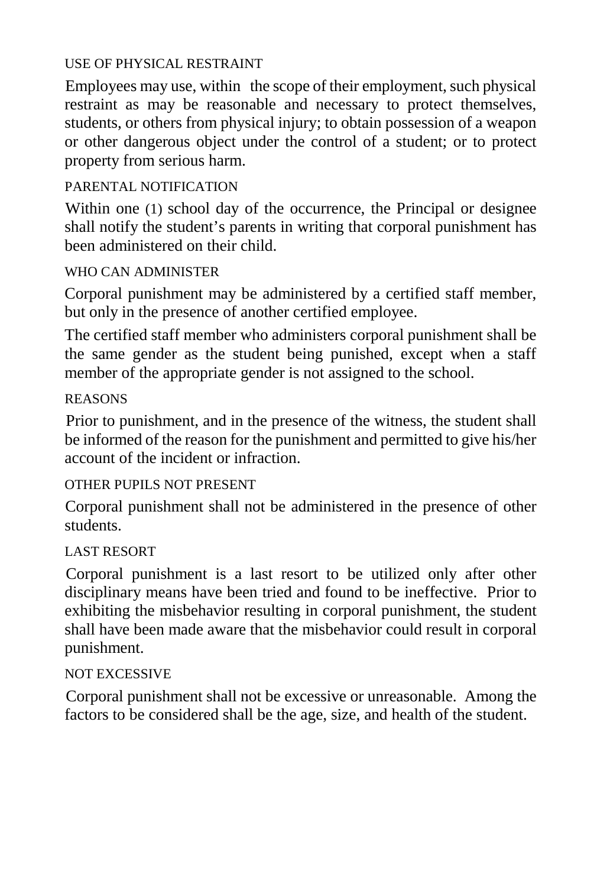### USE OF PHYSICAL RESTRAINT

Employees may use, within the scope of their employment, such physical restraint as may be reasonable and necessary to protect themselves, students, or others from physical injury; to obtain possession of a weapon or other dangerous object under the control of a student; or to protect property from serious harm.

### PARENTAL NOTIFICATION

Within one (1) school day of the occurrence, the Principal or designee shall notify the student's parents in writing that corporal punishment has been administered on their child.

### WHO CAN ADMINISTER

Corporal punishment may be administered by a certified staff member, but only in the presence of another certified employee.

The certified staff member who administers corporal punishment shall be the same gender as the student being punished, except when a staff member of the appropriate gender is not assigned to the school.

### REASONS

Prior to punishment, and in the presence of the witness, the student shall be informed of the reason for the punishment and permitted to give his/her account of the incident or infraction.

### OTHER PUPILS NOT PRESENT

Corporal punishment shall not be administered in the presence of other students.

### LAST RESORT

Corporal punishment is a last resort to be utilized only after other disciplinary means have been tried and found to be ineffective. Prior to exhibiting the misbehavior resulting in corporal punishment, the student shall have been made aware that the misbehavior could result in corporal punishment.

### NOT EXCESSIVE

Corporal punishment shall not be excessive or unreasonable. Among the factors to be considered shall be the age, size, and health of the student.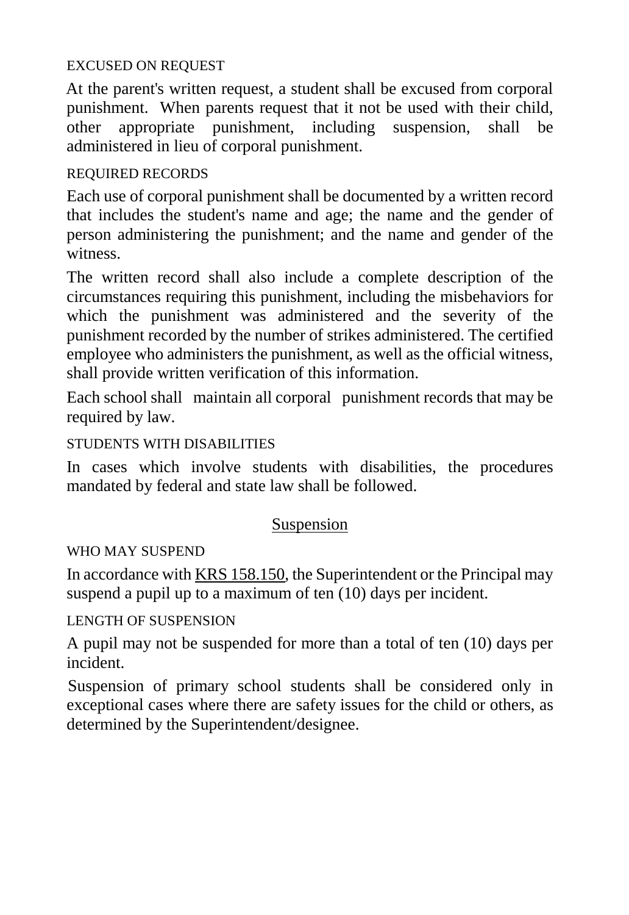#### EXCUSED ON REQUEST

At the parent's written request, a student shall be excused from corporal punishment. When parents request that it not be used with their child, other appropriate punishment, including suspension, shall be administered in lieu of corporal punishment.

#### REQUIRED RECORDS

Each use of corporal punishment shall be documented by a written record that includes the student's name and age; the name and the gender of person administering the punishment; and the name and gender of the witness.

The written record shall also include a complete description of the circumstances requiring this punishment, including the misbehaviors for which the punishment was administered and the severity of the punishment recorded by the number of strikes administered. The certified employee who administers the punishment, as well as the official witness, shall provide written verification of this information.

Each school shall maintain all corporal punishment records that may be required by law.

#### STUDENTS WITH DISABILITIES

In cases which involve students with disabilities, the procedures mandated by federal and state law shall be followed.

### Suspension

#### WHO MAY SUSPEND

In accordance with KRS 158.150, the Superintendent or the Principal may suspend a pupil up to a maximum of ten (10) days per incident.

#### LENGTH OF SUSPENSION

A pupil may not be suspended for more than a total of ten (10) days per incident.

Suspension of primary school students shall be considered only in exceptional cases where there are safety issues for the child or others, as determined by the Superintendent/designee.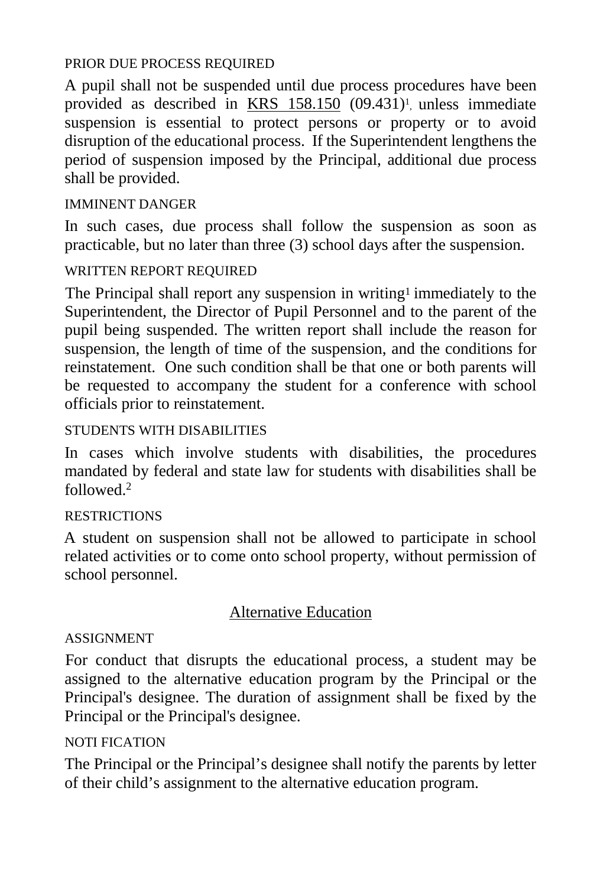PRIOR DUE PROCESS REQUIRED

A pupil shall not be suspended until due process procedures have been provided as described in KRS 158.150 (09.431)[1], unless immediate suspension is essential to protect persons or property or to avoid disruption of the educational process. If the Superintendent lengthens the period of suspension imposed by the Principal, additional due process shall be provided.

IMMINENT DANGER

In such cases, due process shall follow the suspension as soon as practicable, but no later than three (3) school days after the suspension.

WRITTEN REPORT REQUIRED

The Principal shall report any suspension in writing[1] immediately to the Superintendent, the Director of Pupil Personnel and to the parent of the pupil being suspended. The written report shall include the reason for suspension, the length of time of the suspension, and the conditions for reinstatement. One such condition shall be that one or both parents will be requested to accompany the student for a conference with school officials prior to reinstatement.

STUDENTS WITH DISABILITIES

In cases which involve students with disabilities, the procedures mandated by federal and state law for students with disabilities shall be followed.[2]

RESTRICTIONS

A student on suspension shall not be allowed to participate in school related activities or to come onto school property, without permission of school personnel.

## Alternative Education

ASSIGNMENT

For conduct that disrupts the educational process, a student may be assigned to the alternative education program by the Principal or the Principal's designee. The duration of assignment shall be fixed by the Principal or the Principal's designee.

NOTI FICATION

The Principal or the Principal’s designee shall notify the parents by letter of their child’s assignment to the alternative education program.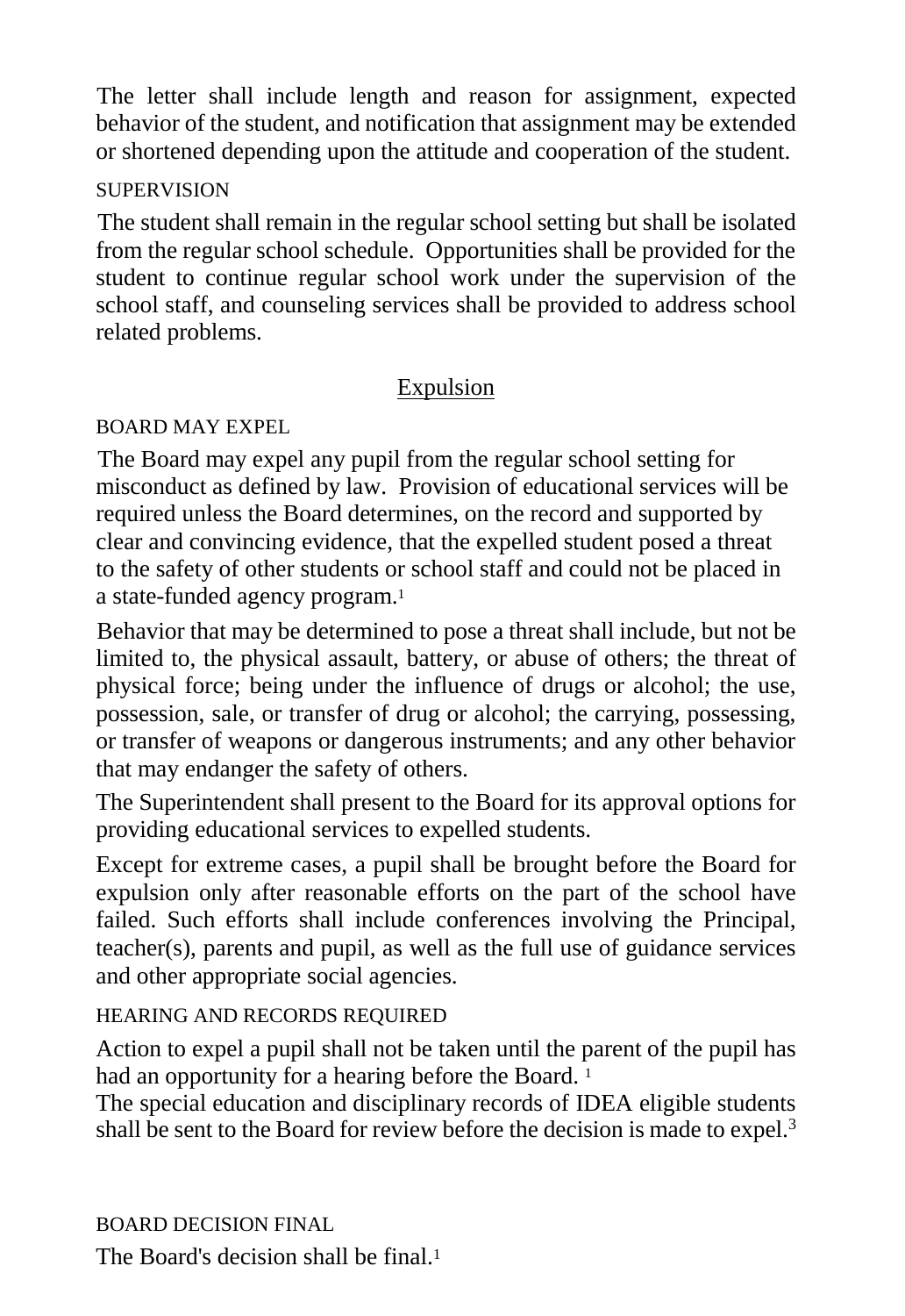The letter shall include length and reason for assignment, expected behavior of the student, and notification that assignment may be extended or shortened depending upon the attitude and cooperation of the student.

SUPERVISION

The student shall remain in the regular school setting but shall be isolated from the regular school schedule. Opportunities shall be provided for the student to continue regular school work under the supervision of the school staff, and counseling services shall be provided to address school related problems.

## Expulsion

BOARD MAY EXPEL

The Board may expel any pupil from the regular school setting for misconduct as defined by law. Provision of educational services will be required unless the Board determines, on the record and supported by clear and convincing evidence, that the expelled student posed a threat to the safety of other students or school staff and could not be placed in a state-funded agency program.[1]

Behavior that may be determined to pose a threat shall include, but not be limited to, the physical assault, battery, or abuse of others; the threat of physical force; being under the influence of drugs or alcohol; the use, possession, sale, or transfer of drug or alcohol; the carrying, possessing, or transfer of weapons or dangerous instruments; and any other behavior that may endanger the safety of others.

The Superintendent shall present to the Board for its approval options for providing educational services to expelled students.

Except for extreme cases, a pupil shall be brought before the Board for expulsion only after reasonable efforts on the part of the school have failed. Such efforts shall include conferences involving the Principal, teacher(s), parents and pupil, as well as the full use of guidance services and other appropriate social agencies.

HEARING AND RECORDS REQUIRED

Action to expel a pupil shall not be taken until the parent of the pupil has had an opportunity for a hearing before the Board. [1]
The special education and disciplinary records of IDEA eligible students shall be sent to the Board for review before the decision is made to expel.[3]

BOARD DECISION FINAL

The Board's decision shall be final.[1]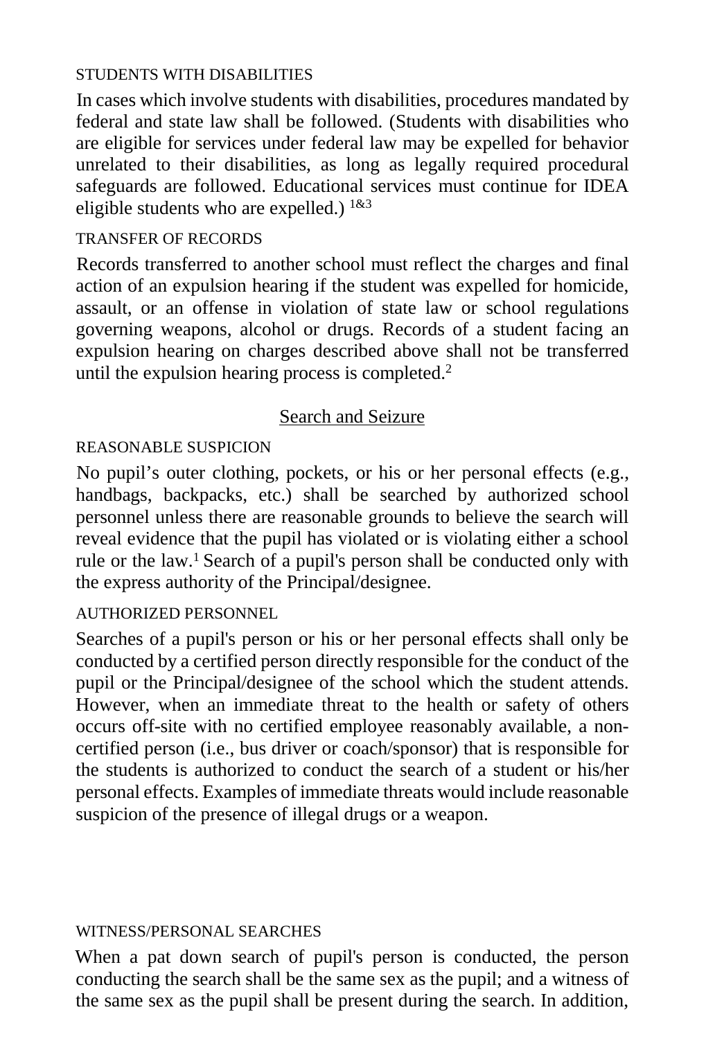STUDENTS WITH DISABILITIES

In cases which involve students with disabilities, procedures mandated by federal and state law shall be followed. (Students with disabilities who are eligible for services under federal law may be expelled for behavior unrelated to their disabilities, as long as legally required procedural safeguards are followed. Educational services must continue for IDEA eligible students who are expelled.) [1&3]

TRANSFER OF RECORDS

Records transferred to another school must reflect the charges and final action of an expulsion hearing if the student was expelled for homicide, assault, or an offense in violation of state law or school regulations governing weapons, alcohol or drugs. Records of a student facing an expulsion hearing on charges described above shall not be transferred until the expulsion hearing process is completed.[2]

## Search and Seizure

REASONABLE SUSPICION

No pupil's outer clothing, pockets, or his or her personal effects (e.g., handbags, backpacks, etc.) shall be searched by authorized school personnel unless there are reasonable grounds to believe the search will reveal evidence that the pupil has violated or is violating either a school rule or the law.[1] Search of a pupil's person shall be conducted only with the express authority of the Principal/designee.

AUTHORIZED PERSONNEL

Searches of a pupil's person or his or her personal effects shall only be conducted by a certified person directly responsible for the conduct of the pupil or the Principal/designee of the school which the student attends. However, when an immediate threat to the health or safety of others occurs off-site with no certified employee reasonably available, a non-certified person (i.e., bus driver or coach/sponsor) that is responsible for the students is authorized to conduct the search of a student or his/her personal effects. Examples of immediate threats would include reasonable suspicion of the presence of illegal drugs or a weapon.

WITNESS/PERSONAL SEARCHES

When a pat down search of pupil's person is conducted, the person conducting the search shall be the same sex as the pupil; and a witness of the same sex as the pupil shall be present during the search. In addition,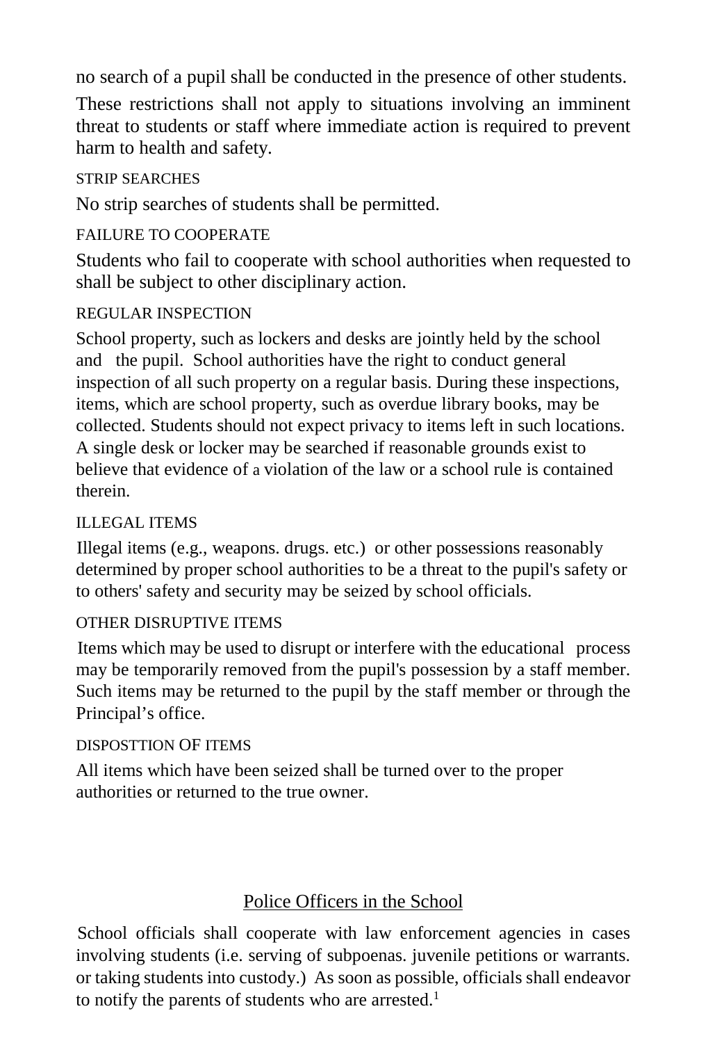no search of a pupil shall be conducted in the presence of other students.

These restrictions shall not apply to situations involving an imminent threat to students or staff where immediate action is required to prevent harm to health and safety.

### STRIP SEARCHES

No strip searches of students shall be permitted.

### FAILURE TO COOPERATE

Students who fail to cooperate with school authorities when requested to shall be subject to other disciplinary action.

### REGULAR INSPECTION

School property, such as lockers and desks are jointly held by the school and the pupil. School authorities have the right to conduct general inspection of all such property on a regular basis. During these inspections, items, which are school property, such as overdue library books, may be collected. Students should not expect privacy to items left in such locations. A single desk or locker may be searched if reasonable grounds exist to believe that evidence of a violation of the law or a school rule is contained therein.

### ILLEGAL ITEMS

Illegal items (e.g., weapons. drugs. etc.) or other possessions reasonably determined by proper school authorities to be a threat to the pupil's safety or to others' safety and security may be seized by school officials.

### OTHER DISRUPTIVE ITEMS

Items which may be used to disrupt or interfere with the educational process may be temporarily removed from the pupil's possession by a staff member. Such items may be returned to the pupil by the staff member or through the Principal's office.

### DISPOSTTION OF ITEMS

All items which have been seized shall be turned over to the proper authorities or returned to the true owner.

## Police Officers in the School

School officials shall cooperate with law enforcement agencies in cases involving students (i.e. serving of subpoenas. juvenile petitions or warrants. or taking students into custody.) As soon as possible, officials shall endeavor to notify the parents of students who are arrested.[1]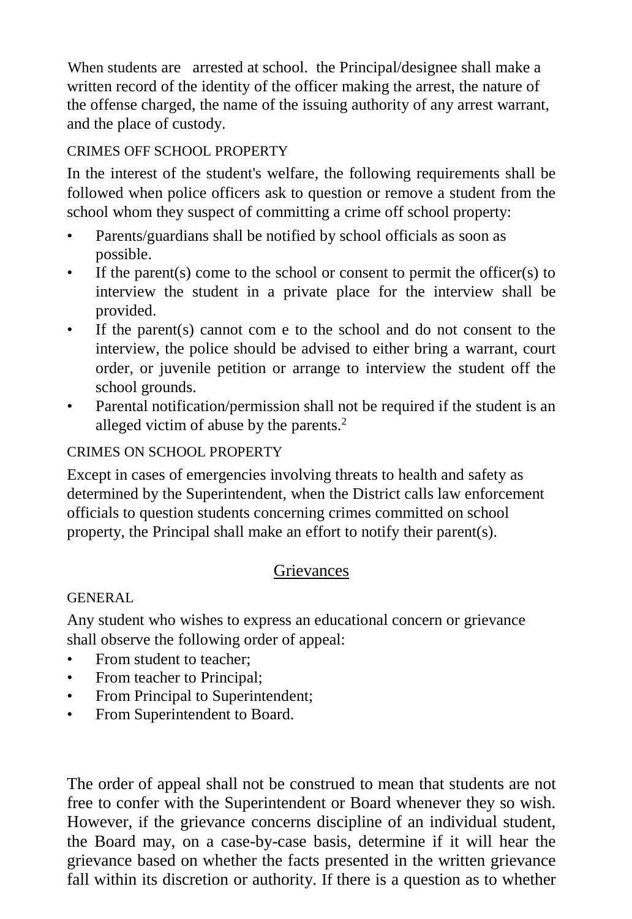When students are arrested at school. the Principal/designee shall make a written record of the identity of the officer making the arrest, the nature of the offense charged, the name of the issuing authority of any arrest warrant, and the place of custody.

CRIMES OFF SCHOOL PROPERTY

In the interest of the student's welfare, the following requirements shall be followed when police officers ask to question or remove a student from the school whom they suspect of committing a crime off school property:

- Parents/guardians shall be notified by school officials as soon as possible.
- If the parent(s) come to the school or consent to permit the officer(s) to interview the student in a private place for the interview shall be provided.
- If the parent(s) cannot com e to the school and do not consent to the interview, the police should be advised to either bring a warrant, court order, or juvenile petition or arrange to interview the student off the school grounds.
- Parental notification/permission shall not be required if the student is an alleged victim of abuse by the parents.[2]

CRIMES ON SCHOOL PROPERTY

Except in cases of emergencies involving threats to health and safety as determined by the Superintendent, when the District calls law enforcement officials to question students concerning crimes committed on school property, the Principal shall make an effort to notify their parent(s).

## Grievances

GENERAL

Any student who wishes to express an educational concern or grievance shall observe the following order of appeal:

- From student to teacher;
- From teacher to Principal;
- From Principal to Superintendent;
- From Superintendent to Board.

The order of appeal shall not be construed to mean that students are not free to confer with the Superintendent or Board whenever they so wish. However, if the grievance concerns discipline of an individual student, the Board may, on a case-by-case basis, determine if it will hear the grievance based on whether the facts presented in the written grievance fall within its discretion or authority. If there is a question as to whether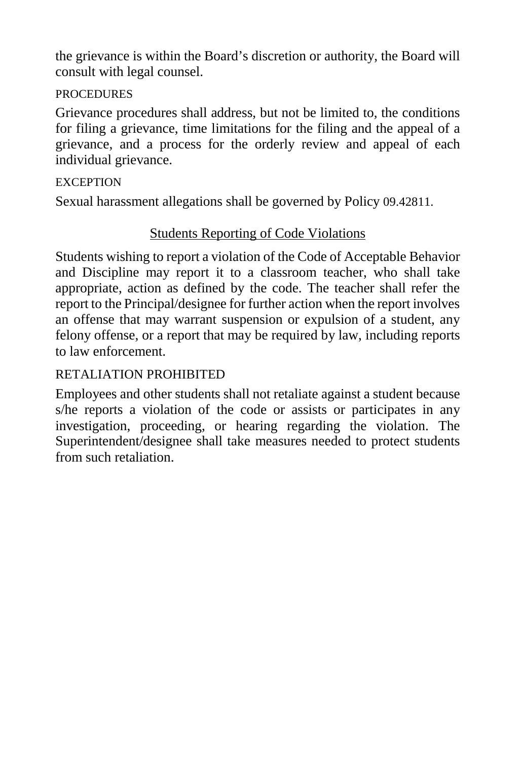the grievance is within the Board's discretion or authority, the Board will consult with legal counsel.

PROCEDURES

Grievance procedures shall address, but not be limited to, the conditions for filing a grievance, time limitations for the filing and the appeal of a grievance, and a process for the orderly review and appeal of each individual grievance.

EXCEPTION

Sexual harassment allegations shall be governed by Policy 09.42811.

## Students Reporting of Code Violations

Students wishing to report a violation of the Code of Acceptable Behavior and Discipline may report it to a classroom teacher, who shall take appropriate, action as defined by the code. The teacher shall refer the report to the Principal/designee for further action when the report involves an offense that may warrant suspension or expulsion of a student, any felony offense, or a report that may be required by law, including reports to law enforcement.

RETALIATION PROHIBITED

Employees and other students shall not retaliate against a student because s/he reports a violation of the code or assists or participates in any investigation, proceeding, or hearing regarding the violation. The Superintendent/designee shall take measures needed to protect students from such retaliation.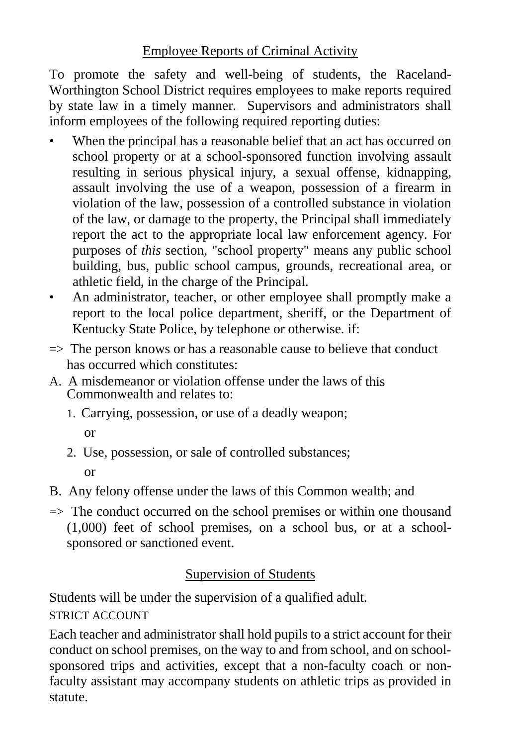## Employee Reports of Criminal Activity

To promote the safety and well-being of students, the Raceland-Worthington School District requires employees to make reports required by state law in a timely manner. Supervisors and administrators shall inform employees of the following required reporting duties:

- When the principal has a reasonable belief that an act has occurred on school property or at a school-sponsored function involving assault resulting in serious physical injury, a sexual offense, kidnapping, assault involving the use of a weapon, possession of a firearm in violation of the law, possession of a controlled substance in violation of the law, or damage to the property, the Principal shall immediately report the act to the appropriate local law enforcement agency. For purposes of *this* section, "school property" means any public school building, bus, public school campus, grounds, recreational area, or athletic field, in the charge of the Principal.
- An administrator, teacher, or other employee shall promptly make a report to the local police department, sheriff, or the Department of Kentucky State Police, by telephone or otherwise. if:

=> The person knows or has a reasonable cause to believe that conduct has occurred which constitutes:

A. A misdemeanor or violation offense under the laws of this Commonwealth and relates to:

1. Carrying, possession, or use of a deadly weapon;
   
   or

2. Use, possession, or sale of controlled substances;
   
   or

B. Any felony offense under the laws of this Common wealth; and

=> The conduct occurred on the school premises or within one thousand (1,000) feet of school premises, on a school bus, or at a school-sponsored or sanctioned event.

## Supervision of Students

Students will be under the supervision of a qualified adult.

STRICT ACCOUNT

Each teacher and administrator shall hold pupils to a strict account for their conduct on school premises, on the way to and from school, and on school-sponsored trips and activities, except that a non-faculty coach or non-faculty assistant may accompany students on athletic trips as provided in statute.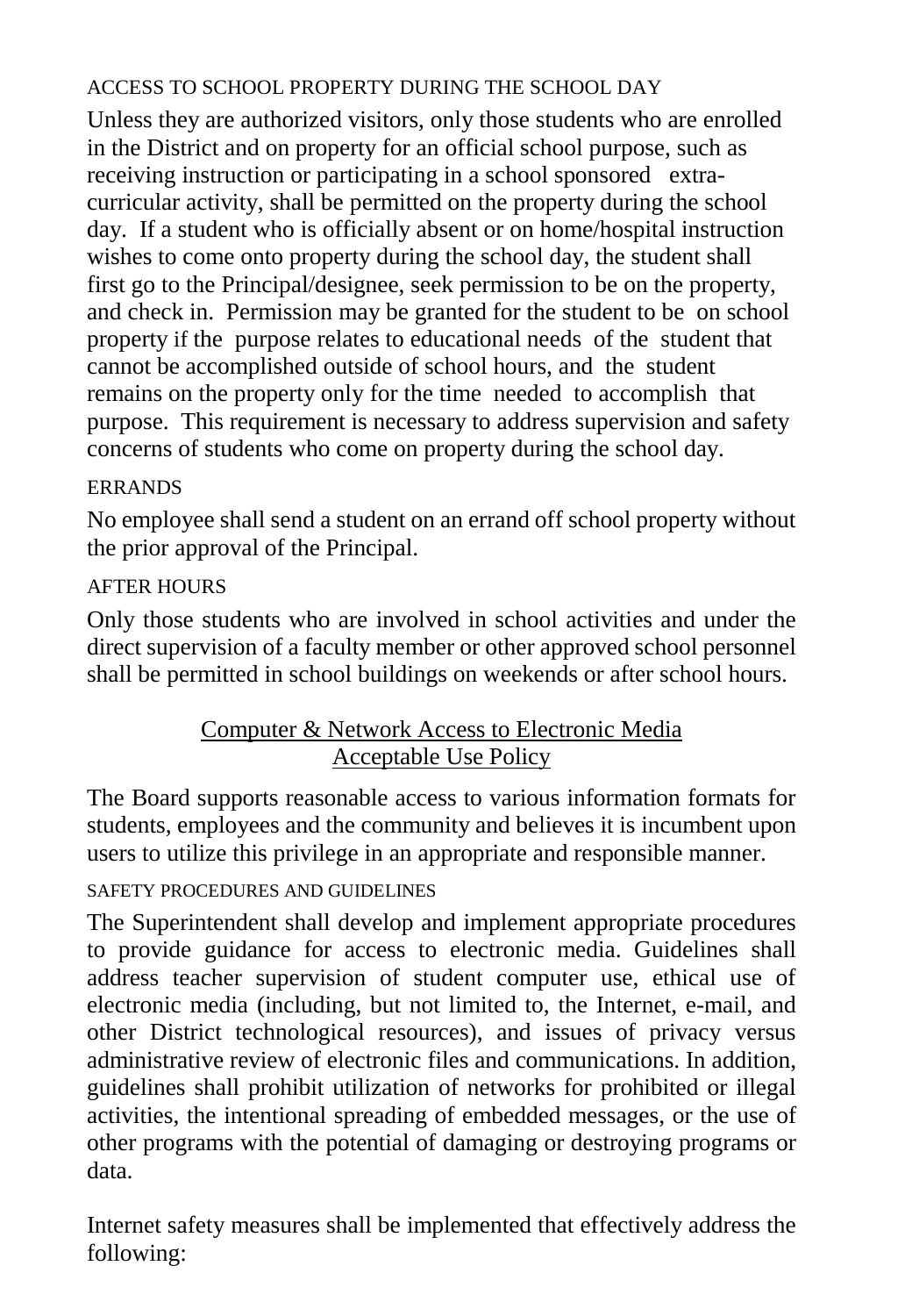### ACCESS TO SCHOOL PROPERTY DURING THE SCHOOL DAY

Unless they are authorized visitors, only those students who are enrolled in the District and on property for an official school purpose, such as receiving instruction or participating in a school sponsored extra-curricular activity, shall be permitted on the property during the school day. If a student who is officially absent or on home/hospital instruction wishes to come onto property during the school day, the student shall first go to the Principal/designee, seek permission to be on the property, and check in. Permission may be granted for the student to be on school property if the purpose relates to educational needs of the student that cannot be accomplished outside of school hours, and the student remains on the property only for the time needed to accomplish that purpose. This requirement is necessary to address supervision and safety concerns of students who come on property during the school day.

### ERRANDS

No employee shall send a student on an errand off school property without the prior approval of the Principal.

### AFTER HOURS

Only those students who are involved in school activities and under the direct supervision of a faculty member or other approved school personnel shall be permitted in school buildings on weekends or after school hours.

## Computer & Network Access to Electronic Media Acceptable Use Policy

The Board supports reasonable access to various information formats for students, employees and the community and believes it is incumbent upon users to utilize this privilege in an appropriate and responsible manner.

### SAFETY PROCEDURES AND GUIDELINES

The Superintendent shall develop and implement appropriate procedures to provide guidance for access to electronic media. Guidelines shall address teacher supervision of student computer use, ethical use of electronic media (including, but not limited to, the Internet, e-mail, and other District technological resources), and issues of privacy versus administrative review of electronic files and communications. In addition, guidelines shall prohibit utilization of networks for prohibited or illegal activities, the intentional spreading of embedded messages, or the use of other programs with the potential of damaging or destroying programs or data.

Internet safety measures shall be implemented that effectively address the following: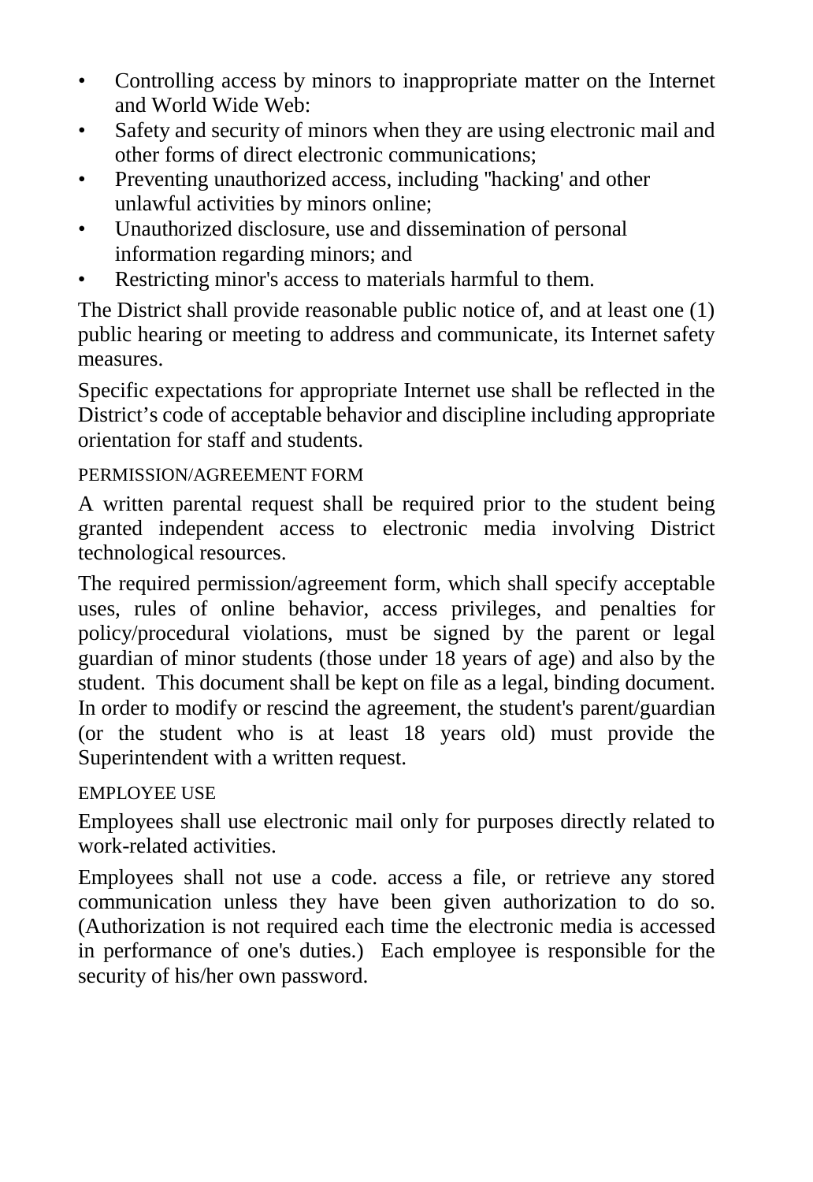- Controlling access by minors to inappropriate matter on the Internet and World Wide Web:
- Safety and security of minors when they are using electronic mail and other forms of direct electronic communications;
- Preventing unauthorized access, including ''hacking' and other unlawful activities by minors online;
- Unauthorized disclosure, use and dissemination of personal information regarding minors; and
- Restricting minor's access to materials harmful to them.

The District shall provide reasonable public notice of, and at least one (1) public hearing or meeting to address and communicate, its Internet safety measures.

Specific expectations for appropriate Internet use shall be reflected in the District's code of acceptable behavior and discipline including appropriate orientation for staff and students.

### PERMISSION/AGREEMENT FORM

A written parental request shall be required prior to the student being granted independent access to electronic media involving District technological resources.

The required permission/agreement form, which shall specify acceptable uses, rules of online behavior, access privileges, and penalties for policy/procedural violations, must be signed by the parent or legal guardian of minor students (those under 18 years of age) and also by the student. This document shall be kept on file as a legal, binding document. In order to modify or rescind the agreement, the student's parent/guardian (or the student who is at least 18 years old) must provide the Superintendent with a written request.

### EMPLOYEE USE

Employees shall use electronic mail only for purposes directly related to work-related activities.

Employees shall not use a code. access a file, or retrieve any stored communication unless they have been given authorization to do so. (Authorization is not required each time the electronic media is accessed in performance of one's duties.) Each employee is responsible for the security of his/her own password.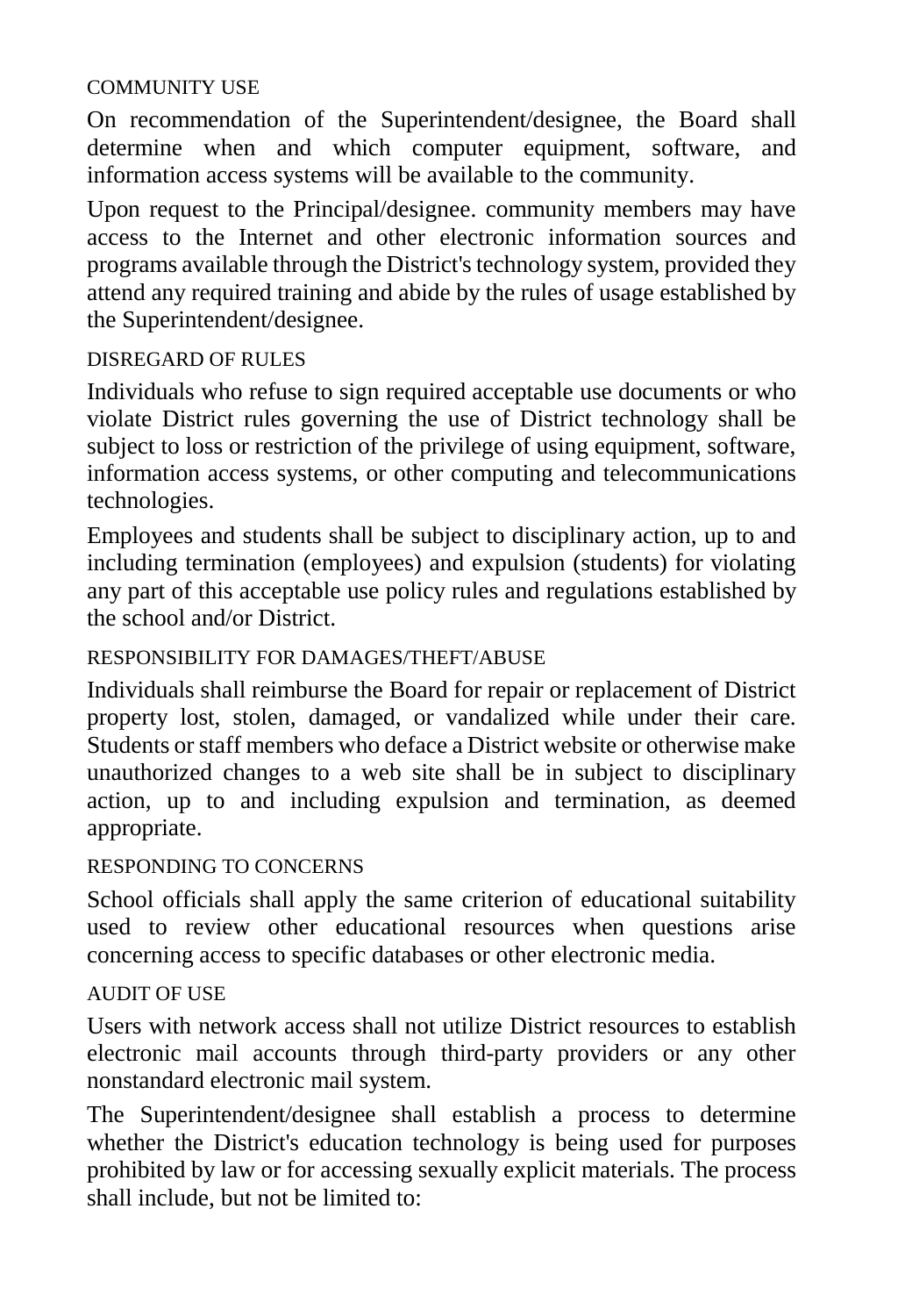### COMMUNITY USE

On recommendation of the Superintendent/designee, the Board shall determine when and which computer equipment, software, and information access systems will be available to the community.

Upon request to the Principal/designee. community members may have access to the Internet and other electronic information sources and programs available through the District's technology system, provided they attend any required training and abide by the rules of usage established by the Superintendent/designee.

### DISREGARD OF RULES

Individuals who refuse to sign required acceptable use documents or who violate District rules governing the use of District technology shall be subject to loss or restriction of the privilege of using equipment, software, information access systems, or other computing and telecommunications technologies.

Employees and students shall be subject to disciplinary action, up to and including termination (employees) and expulsion (students) for violating any part of this acceptable use policy rules and regulations established by the school and/or District.

### RESPONSIBILITY FOR DAMAGES/THEFT/ABUSE

Individuals shall reimburse the Board for repair or replacement of District property lost, stolen, damaged, or vandalized while under their care. Students or staff members who deface a District website or otherwise make unauthorized changes to a web site shall be in subject to disciplinary action, up to and including expulsion and termination, as deemed appropriate.

### RESPONDING TO CONCERNS

School officials shall apply the same criterion of educational suitability used to review other educational resources when questions arise concerning access to specific databases or other electronic media.

### AUDIT OF USE

Users with network access shall not utilize District resources to establish electronic mail accounts through third-party providers or any other nonstandard electronic mail system.

The Superintendent/designee shall establish a process to determine whether the District's education technology is being used for purposes prohibited by law or for accessing sexually explicit materials. The process shall include, but not be limited to: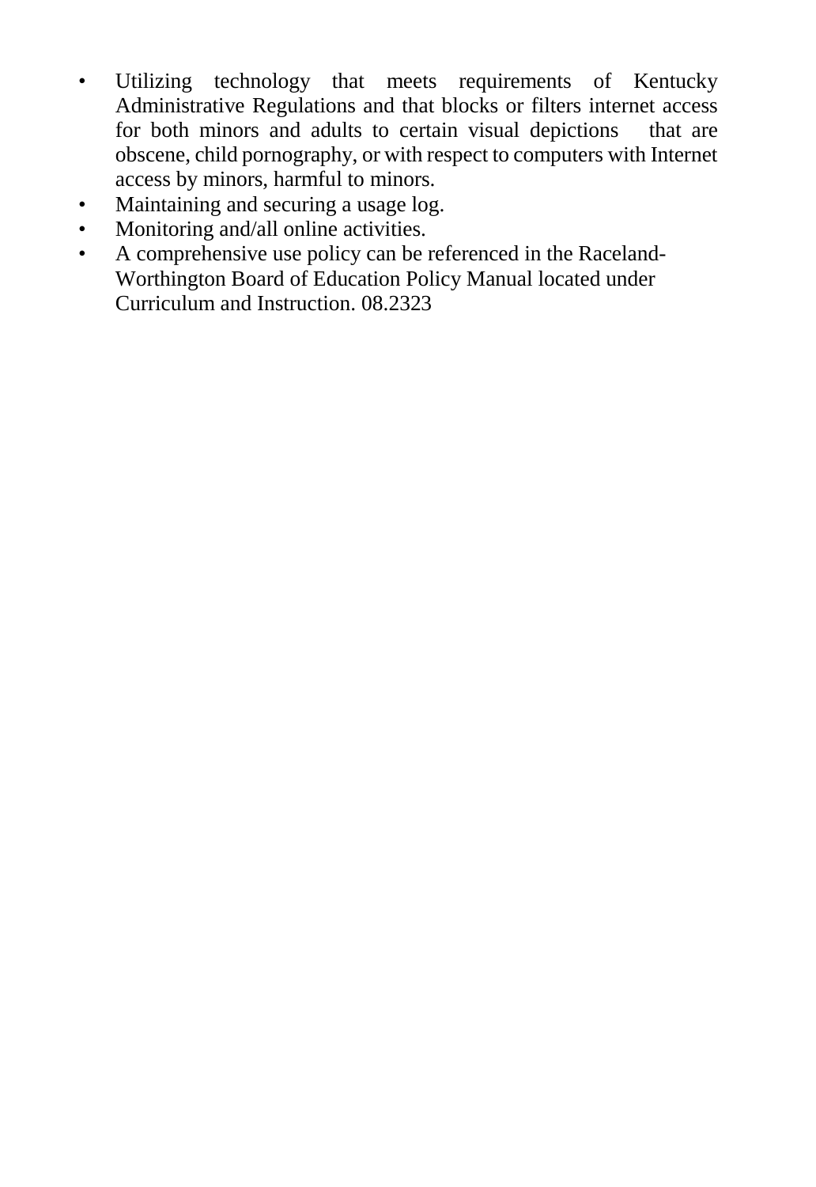- Utilizing technology that meets requirements of Kentucky Administrative Regulations and that blocks or filters internet access for both minors and adults to certain visual depictions that are obscene, child pornography, or with respect to computers with Internet access by minors, harmful to minors.
- Maintaining and securing a usage log.
- Monitoring and/all online activities.
- A comprehensive use policy can be referenced in the Raceland-Worthington Board of Education Policy Manual located under Curriculum and Instruction. 08.2323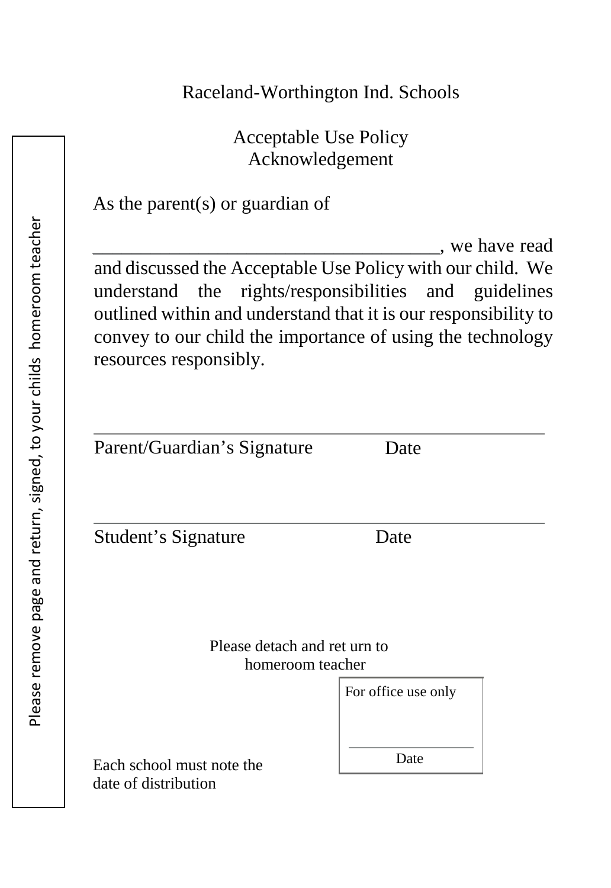Please remove page and return, signed, to your childs homeroom teacher

Raceland-Worthington Ind. Schools

Acceptable Use Policy
Acknowledgement

As the parent(s) or guardian of

____________________________________, we have read and discussed the Acceptable Use Policy with our child. We understand the rights/responsibilities and guidelines outlined within and understand that it is our responsibility to convey to our child the importance of using the technology resources responsibly.

_______________________________________________

Parent/Guardian's Signature Date

_______________________________________________

Student's Signature Date

Please detach and ret urn to
homeroom teacher

| For office use only |
|---|
| ________________ |
| Date |

Each school must note the
date of distribution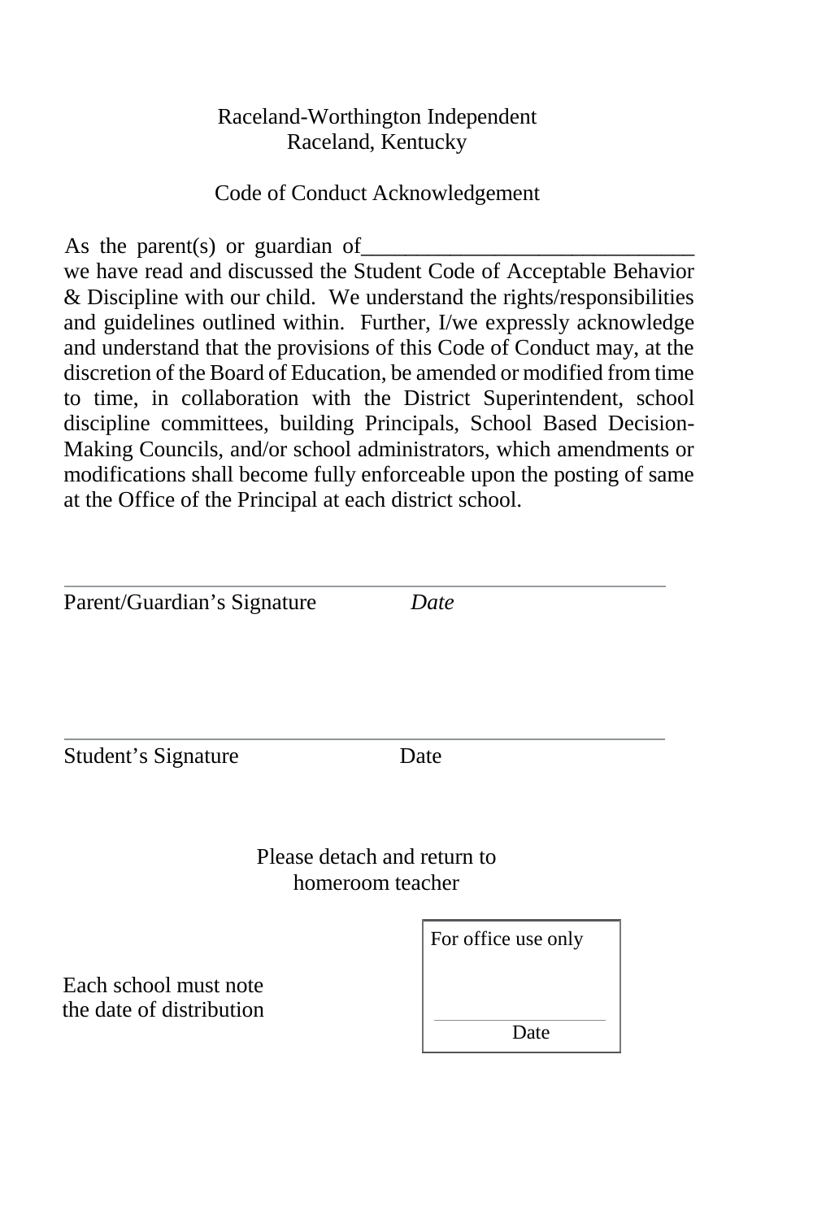Raceland-Worthington Independent
Raceland, Kentucky

Code of Conduct Acknowledgement

As the parent(s) or guardian of______________________________ we have read and discussed the Student Code of Acceptable Behavior & Discipline with our child. We understand the rights/responsibilities and guidelines outlined within. Further, I/we expressly acknowledge and understand that the provisions of this Code of Conduct may, at the discretion of the Board of Education, be amended or modified from time to time, in collaboration with the District Superintendent, school discipline committees, building Principals, School Based Decision-Making Councils, and/or school administrators, which amendments or modifications shall become fully enforceable upon the posting of same at the Office of the Principal at each district school.

______________________________________________

Parent/Guardian's Signature *Date*

______________________________________________

Student's Signature Date

Please detach and return to homeroom teacher

Each school must note the date of distribution

For office use only

______________
Date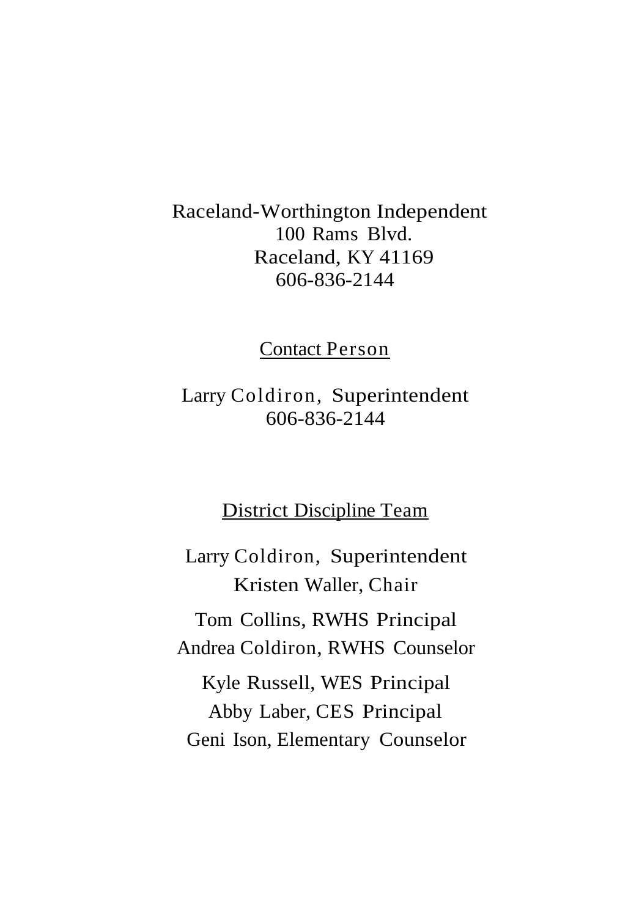Raceland-Worthington Independent
100 Rams Blvd.
Raceland, KY 41169
606-836-2144

## Contact Person

Larry Coldiron, Superintendent
606-836-2144

## District Discipline Team

Larry Coldiron, Superintendent
Kristen Waller, Chair
Tom Collins, RWHS Principal
Andrea Coldiron, RWHS Counselor
Kyle Russell, WES Principal
Abby Laber, CES Principal
Geni Ison, Elementary Counselor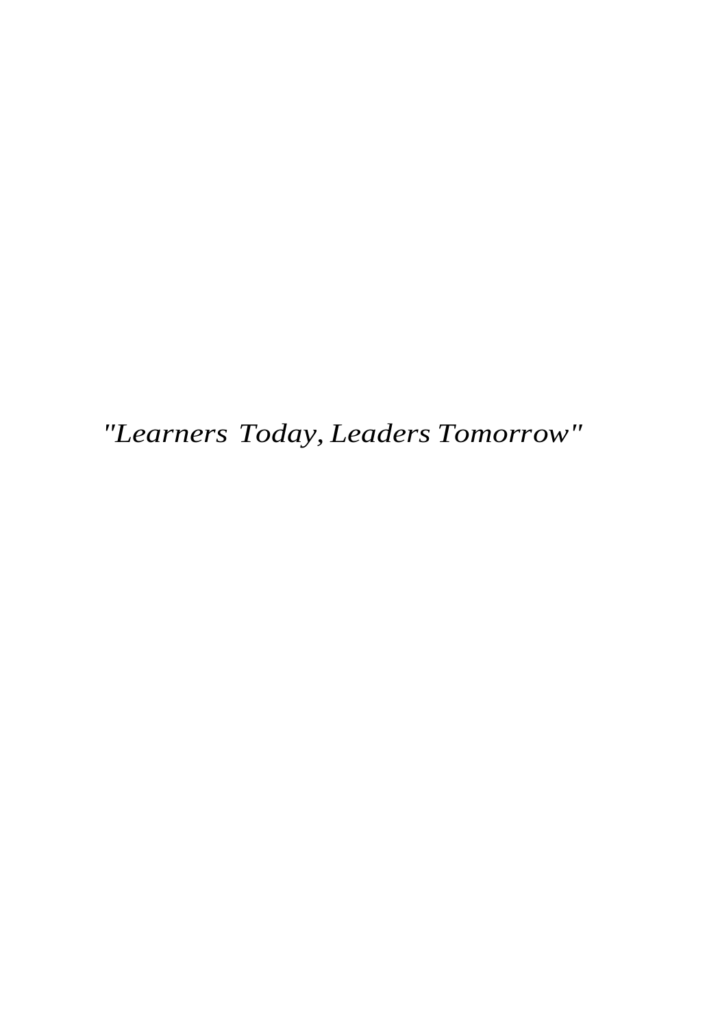*"Learners Today, Leaders Tomorrow"*